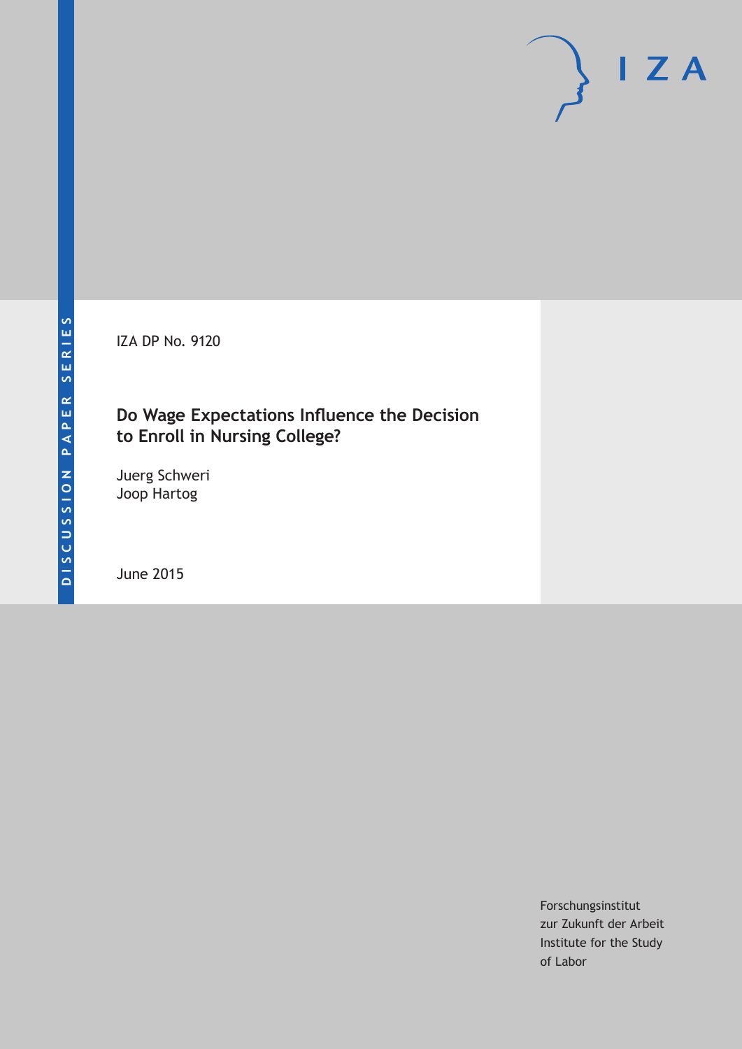DISCUSSION PAPER SERIES

IZA DP No. 9120

# Do Wage Expectations Influence the Decision to Enroll in Nursing College?

Juerg Schweri
Joop Hartog

June 2015

Forschungsinstitut
zur Zukunft der Arbeit
Institute for the Study
of Labor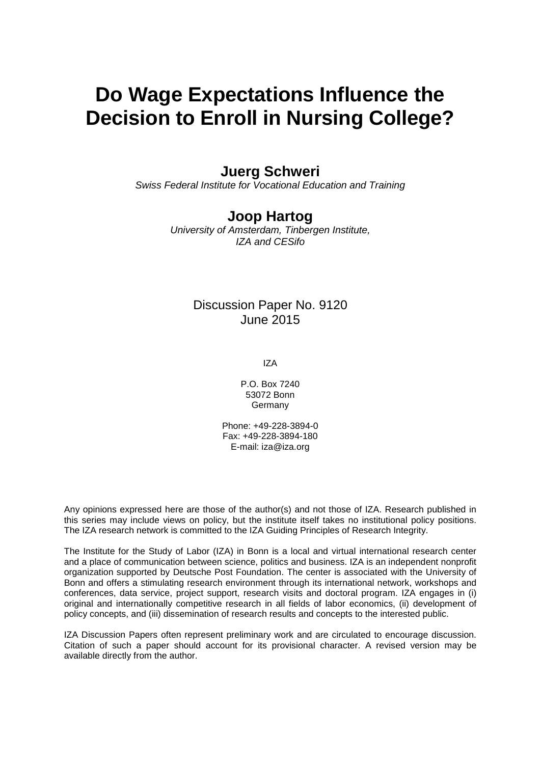# Do Wage Expectations Influence the Decision to Enroll in Nursing College?

**Juerg Schweri**

*Swiss Federal Institute for Vocational Education and Training*

**Joop Hartog**

*University of Amsterdam, Tinbergen Institute, IZA and CESifo*

Discussion Paper No. 9120
June 2015

IZA

P.O. Box 7240
53072 Bonn
Germany

Phone: +49-228-3894-0
Fax: +49-228-3894-180
E-mail: iza@iza.org

Any opinions expressed here are those of the author(s) and not those of IZA. Research published in this series may include views on policy, but the institute itself takes no institutional policy positions. The IZA research network is committed to the IZA Guiding Principles of Research Integrity.

The Institute for the Study of Labor (IZA) in Bonn is a local and virtual international research center and a place of communication between science, politics and business. IZA is an independent nonprofit organization supported by Deutsche Post Foundation. The center is associated with the University of Bonn and offers a stimulating research environment through its international network, workshops and conferences, data service, project support, research visits and doctoral program. IZA engages in (i) original and internationally competitive research in all fields of labor economics, (ii) development of policy concepts, and (iii) dissemination of research results and concepts to the interested public.

IZA Discussion Papers often represent preliminary work and are circulated to encourage discussion. Citation of such a paper should account for its provisional character. A revised version may be available directly from the author.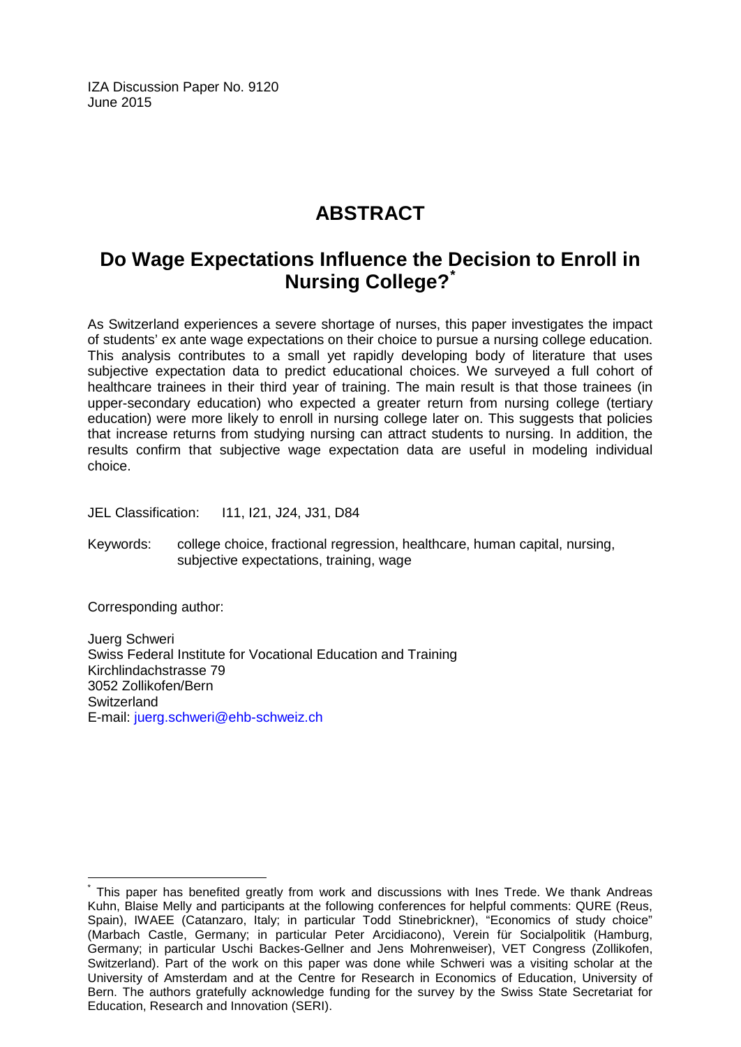IZA Discussion Paper No. 9120
June 2015

# ABSTRACT

## Do Wage Expectations Influence the Decision to Enroll in Nursing College?[*]

As Switzerland experiences a severe shortage of nurses, this paper investigates the impact of students' ex ante wage expectations on their choice to pursue a nursing college education. This analysis contributes to a small yet rapidly developing body of literature that uses subjective expectation data to predict educational choices. We surveyed a full cohort of healthcare trainees in their third year of training. The main result is that those trainees (in upper-secondary education) who expected a greater return from nursing college (tertiary education) were more likely to enroll in nursing college later on. This suggests that policies that increase returns from studying nursing can attract students to nursing. In addition, the results confirm that subjective wage expectation data are useful in modeling individual choice.

JEL Classification: I11, I21, J24, J31, D84

Keywords: college choice, fractional regression, healthcare, human capital, nursing, subjective expectations, training, wage

Corresponding author:

Juerg Schweri
Swiss Federal Institute for Vocational Education and Training
Kirchlindachstrasse 79
3052 Zollikofen/Bern
Switzerland
E-mail: juerg.schweri@ehb-schweiz.ch

[*] This paper has benefited greatly from work and discussions with Ines Trede. We thank Andreas Kuhn, Blaise Melly and participants at the following conferences for helpful comments: QURE (Reus, Spain), IWAEE (Catanzaro, Italy; in particular Todd Stinebrickner), "Economics of study choice" (Marbach Castle, Germany; in particular Peter Arcidiacono), Verein für Socialpolitik (Hamburg, Germany; in particular Uschi Backes-Gellner and Jens Mohrenweiser), VET Congress (Zollikofen, Switzerland). Part of the work on this paper was done while Schweri was a visiting scholar at the University of Amsterdam and at the Centre for Research in Economics of Education, University of Bern. The authors gratefully acknowledge funding for the survey by the Swiss State Secretariat for Education, Research and Innovation (SERI).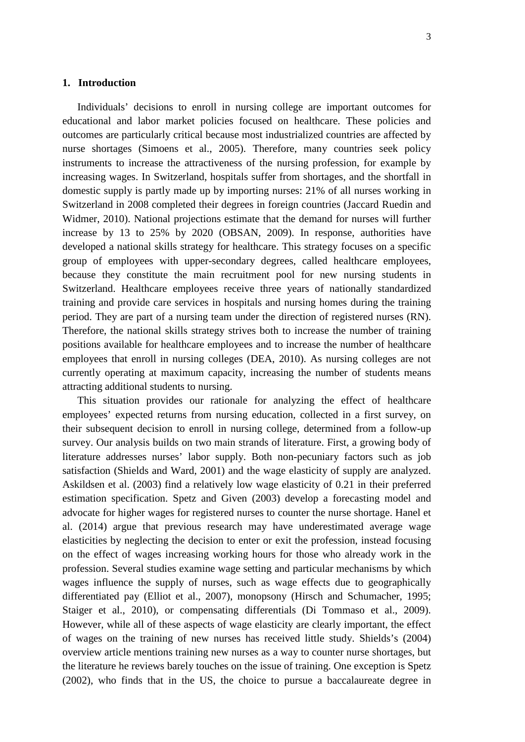## 1. Introduction

Individuals' decisions to enroll in nursing college are important outcomes for educational and labor market policies focused on healthcare. These policies and outcomes are particularly critical because most industrialized countries are affected by nurse shortages (Simoens et al., 2005). Therefore, many countries seek policy instruments to increase the attractiveness of the nursing profession, for example by increasing wages. In Switzerland, hospitals suffer from shortages, and the shortfall in domestic supply is partly made up by importing nurses: 21% of all nurses working in Switzerland in 2008 completed their degrees in foreign countries (Jaccard Ruedin and Widmer, 2010). National projections estimate that the demand for nurses will further increase by 13 to 25% by 2020 (OBSAN, 2009). In response, authorities have developed a national skills strategy for healthcare. This strategy focuses on a specific group of employees with upper-secondary degrees, called healthcare employees, because they constitute the main recruitment pool for new nursing students in Switzerland. Healthcare employees receive three years of nationally standardized training and provide care services in hospitals and nursing homes during the training period. They are part of a nursing team under the direction of registered nurses (RN). Therefore, the national skills strategy strives both to increase the number of training positions available for healthcare employees and to increase the number of healthcare employees that enroll in nursing colleges (DEA, 2010). As nursing colleges are not currently operating at maximum capacity, increasing the number of students means attracting additional students to nursing.

This situation provides our rationale for analyzing the effect of healthcare employees' expected returns from nursing education, collected in a first survey, on their subsequent decision to enroll in nursing college, determined from a follow-up survey. Our analysis builds on two main strands of literature. First, a growing body of literature addresses nurses' labor supply. Both non-pecuniary factors such as job satisfaction (Shields and Ward, 2001) and the wage elasticity of supply are analyzed. Askildsen et al. (2003) find a relatively low wage elasticity of 0.21 in their preferred estimation specification. Spetz and Given (2003) develop a forecasting model and advocate for higher wages for registered nurses to counter the nurse shortage. Hanel et al. (2014) argue that previous research may have underestimated average wage elasticities by neglecting the decision to enter or exit the profession, instead focusing on the effect of wages increasing working hours for those who already work in the profession. Several studies examine wage setting and particular mechanisms by which wages influence the supply of nurses, such as wage effects due to geographically differentiated pay (Elliot et al., 2007), monopsony (Hirsch and Schumacher, 1995; Staiger et al., 2010), or compensating differentials (Di Tommaso et al., 2009). However, while all of these aspects of wage elasticity are clearly important, the effect of wages on the training of new nurses has received little study. Shields's (2004) overview article mentions training new nurses as a way to counter nurse shortages, but the literature he reviews barely touches on the issue of training. One exception is Spetz (2002), who finds that in the US, the choice to pursue a baccalaureate degree in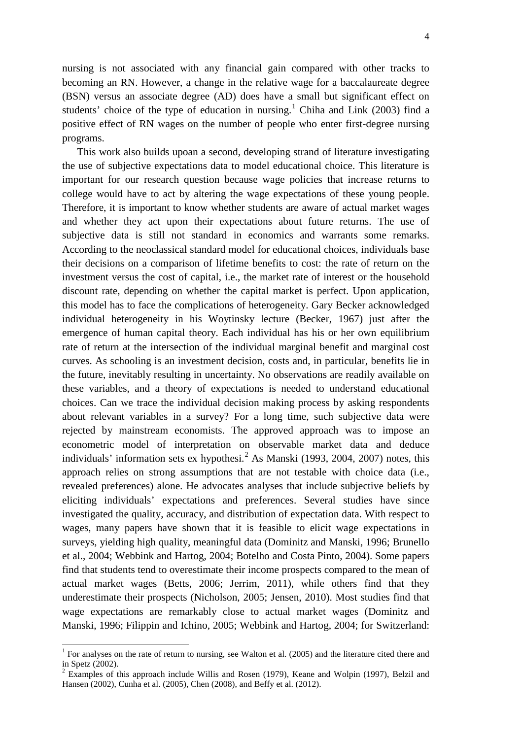nursing is not associated with any financial gain compared with other tracks to becoming an RN. However, a change in the relative wage for a baccalaureate degree (BSN) versus an associate degree (AD) does have a small but significant effect on students' choice of the type of education in nursing.[1] Chiha and Link (2003) find a positive effect of RN wages on the number of people who enter first-degree nursing programs.

This work also builds upoan a second, developing strand of literature investigating the use of subjective expectations data to model educational choice. This literature is important for our research question because wage policies that increase returns to college would have to act by altering the wage expectations of these young people. Therefore, it is important to know whether students are aware of actual market wages and whether they act upon their expectations about future returns. The use of subjective data is still not standard in economics and warrants some remarks. According to the neoclassical standard model for educational choices, individuals base their decisions on a comparison of lifetime benefits to cost: the rate of return on the investment versus the cost of capital, i.e., the market rate of interest or the household discount rate, depending on whether the capital market is perfect. Upon application, this model has to face the complications of heterogeneity. Gary Becker acknowledged individual heterogeneity in his Woytinsky lecture (Becker, 1967) just after the emergence of human capital theory. Each individual has his or her own equilibrium rate of return at the intersection of the individual marginal benefit and marginal cost curves. As schooling is an investment decision, costs and, in particular, benefits lie in the future, inevitably resulting in uncertainty. No observations are readily available on these variables, and a theory of expectations is needed to understand educational choices. Can we trace the individual decision making process by asking respondents about relevant variables in a survey? For a long time, such subjective data were rejected by mainstream economists. The approved approach was to impose an econometric model of interpretation on observable market data and deduce individuals' information sets ex hypothesi.[2] As Manski (1993, 2004, 2007) notes, this approach relies on strong assumptions that are not testable with choice data (i.e., revealed preferences) alone. He advocates analyses that include subjective beliefs by eliciting individuals' expectations and preferences. Several studies have since investigated the quality, accuracy, and distribution of expectation data. With respect to wages, many papers have shown that it is feasible to elicit wage expectations in surveys, yielding high quality, meaningful data (Dominitz and Manski, 1996; Brunello et al., 2004; Webbink and Hartog, 2004; Botelho and Costa Pinto, 2004). Some papers find that students tend to overestimate their income prospects compared to the mean of actual market wages (Betts, 2006; Jerrim, 2011), while others find that they underestimate their prospects (Nicholson, 2005; Jensen, 2010). Most studies find that wage expectations are remarkably close to actual market wages (Dominitz and Manski, 1996; Filippin and Ichino, 2005; Webbink and Hartog, 2004; for Switzerland:

---

[1] For analyses on the rate of return to nursing, see Walton et al. (2005) and the literature cited there and in Spetz (2002).

[2] Examples of this approach include Willis and Rosen (1979), Keane and Wolpin (1997), Belzil and Hansen (2002), Cunha et al. (2005), Chen (2008), and Beffy et al. (2012).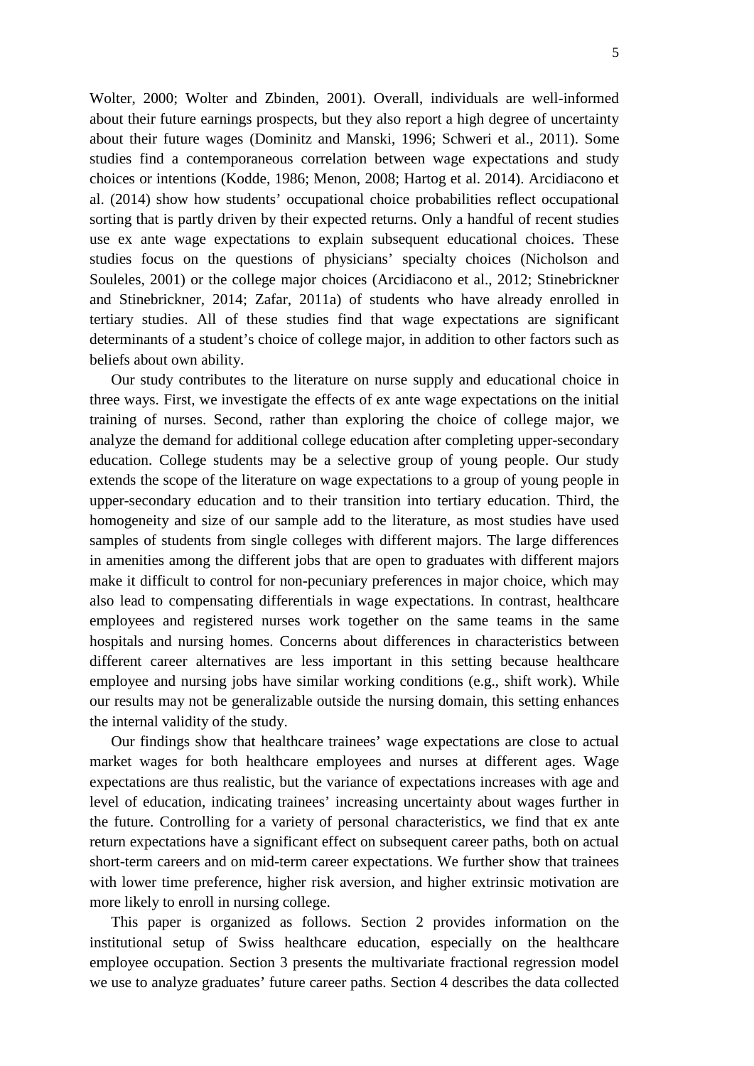Wolter, 2000; Wolter and Zbinden, 2001). Overall, individuals are well-informed about their future earnings prospects, but they also report a high degree of uncertainty about their future wages (Dominitz and Manski, 1996; Schweri et al., 2011). Some studies find a contemporaneous correlation between wage expectations and study choices or intentions (Kodde, 1986; Menon, 2008; Hartog et al. 2014). Arcidiacono et al. (2014) show how students' occupational choice probabilities reflect occupational sorting that is partly driven by their expected returns. Only a handful of recent studies use ex ante wage expectations to explain subsequent educational choices. These studies focus on the questions of physicians' specialty choices (Nicholson and Souleles, 2001) or the college major choices (Arcidiacono et al., 2012; Stinebrickner and Stinebrickner, 2014; Zafar, 2011a) of students who have already enrolled in tertiary studies. All of these studies find that wage expectations are significant determinants of a student's choice of college major, in addition to other factors such as beliefs about own ability.

Our study contributes to the literature on nurse supply and educational choice in three ways. First, we investigate the effects of ex ante wage expectations on the initial training of nurses. Second, rather than exploring the choice of college major, we analyze the demand for additional college education after completing upper-secondary education. College students may be a selective group of young people. Our study extends the scope of the literature on wage expectations to a group of young people in upper-secondary education and to their transition into tertiary education. Third, the homogeneity and size of our sample add to the literature, as most studies have used samples of students from single colleges with different majors. The large differences in amenities among the different jobs that are open to graduates with different majors make it difficult to control for non-pecuniary preferences in major choice, which may also lead to compensating differentials in wage expectations. In contrast, healthcare employees and registered nurses work together on the same teams in the same hospitals and nursing homes. Concerns about differences in characteristics between different career alternatives are less important in this setting because healthcare employee and nursing jobs have similar working conditions (e.g., shift work). While our results may not be generalizable outside the nursing domain, this setting enhances the internal validity of the study.

Our findings show that healthcare trainees' wage expectations are close to actual market wages for both healthcare employees and nurses at different ages. Wage expectations are thus realistic, but the variance of expectations increases with age and level of education, indicating trainees' increasing uncertainty about wages further in the future. Controlling for a variety of personal characteristics, we find that ex ante return expectations have a significant effect on subsequent career paths, both on actual short-term careers and on mid-term career expectations. We further show that trainees with lower time preference, higher risk aversion, and higher extrinsic motivation are more likely to enroll in nursing college.

This paper is organized as follows. Section 2 provides information on the institutional setup of Swiss healthcare education, especially on the healthcare employee occupation. Section 3 presents the multivariate fractional regression model we use to analyze graduates' future career paths. Section 4 describes the data collected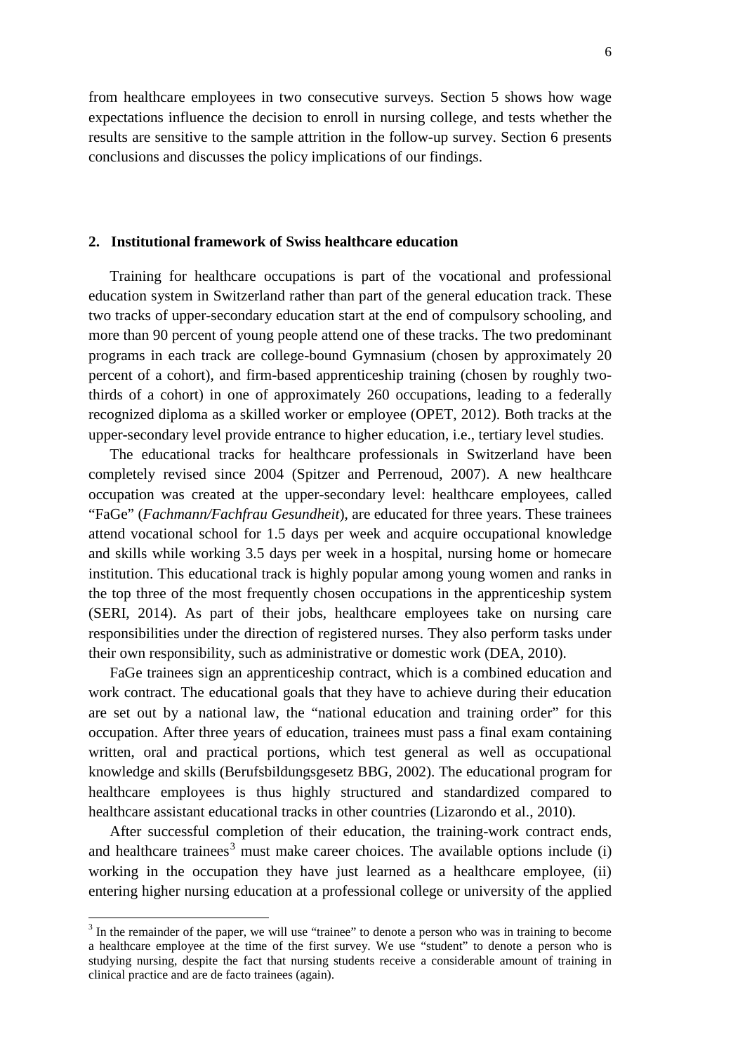from healthcare employees in two consecutive surveys. Section 5 shows how wage expectations influence the decision to enroll in nursing college, and tests whether the results are sensitive to the sample attrition in the follow-up survey. Section 6 presents conclusions and discusses the policy implications of our findings.

## 2. Institutional framework of Swiss healthcare education

Training for healthcare occupations is part of the vocational and professional education system in Switzerland rather than part of the general education track. These two tracks of upper-secondary education start at the end of compulsory schooling, and more than 90 percent of young people attend one of these tracks. The two predominant programs in each track are college-bound Gymnasium (chosen by approximately 20 percent of a cohort), and firm-based apprenticeship training (chosen by roughly two-thirds of a cohort) in one of approximately 260 occupations, leading to a federally recognized diploma as a skilled worker or employee (OPET, 2012). Both tracks at the upper-secondary level provide entrance to higher education, i.e., tertiary level studies.

The educational tracks for healthcare professionals in Switzerland have been completely revised since 2004 (Spitzer and Perrenoud, 2007). A new healthcare occupation was created at the upper-secondary level: healthcare employees, called "FaGe" (*Fachmann/Fachfrau Gesundheit*), are educated for three years. These trainees attend vocational school for 1.5 days per week and acquire occupational knowledge and skills while working 3.5 days per week in a hospital, nursing home or homecare institution. This educational track is highly popular among young women and ranks in the top three of the most frequently chosen occupations in the apprenticeship system (SERI, 2014). As part of their jobs, healthcare employees take on nursing care responsibilities under the direction of registered nurses. They also perform tasks under their own responsibility, such as administrative or domestic work (DEA, 2010).

FaGe trainees sign an apprenticeship contract, which is a combined education and work contract. The educational goals that they have to achieve during their education are set out by a national law, the "national education and training order" for this occupation. After three years of education, trainees must pass a final exam containing written, oral and practical portions, which test general as well as occupational knowledge and skills (Berufsbildungsgesetz BBG, 2002). The educational program for healthcare employees is thus highly structured and standardized compared to healthcare assistant educational tracks in other countries (Lizarondo et al., 2010).

After successful completion of their education, the training-work contract ends, and healthcare trainees[3] must make career choices. The available options include (i) working in the occupation they have just learned as a healthcare employee, (ii) entering higher nursing education at a professional college or university of the applied

[3] In the remainder of the paper, we will use "trainee" to denote a person who was in training to become a healthcare employee at the time of the first survey. We use "student" to denote a person who is studying nursing, despite the fact that nursing students receive a considerable amount of training in clinical practice and are de facto trainees (again).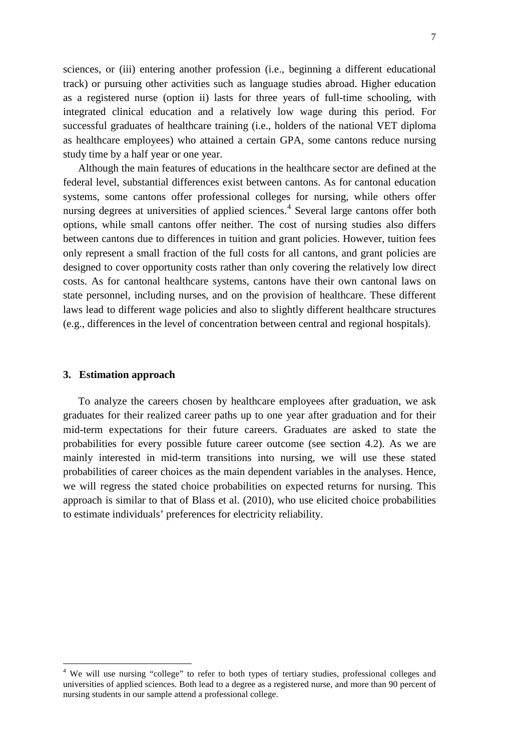sciences, or (iii) entering another profession (i.e., beginning a different educational track) or pursuing other activities such as language studies abroad. Higher education as a registered nurse (option ii) lasts for three years of full-time schooling, with integrated clinical education and a relatively low wage during this period. For successful graduates of healthcare training (i.e., holders of the national VET diploma as healthcare employees) who attained a certain GPA, some cantons reduce nursing study time by a half year or one year.

Although the main features of educations in the healthcare sector are defined at the federal level, substantial differences exist between cantons. As for cantonal education systems, some cantons offer professional colleges for nursing, while others offer nursing degrees at universities of applied sciences.[4] Several large cantons offer both options, while small cantons offer neither. The cost of nursing studies also differs between cantons due to differences in tuition and grant policies. However, tuition fees only represent a small fraction of the full costs for all cantons, and grant policies are designed to cover opportunity costs rather than only covering the relatively low direct costs. As for cantonal healthcare systems, cantons have their own cantonal laws on state personnel, including nurses, and on the provision of healthcare. These different laws lead to different wage policies and also to slightly different healthcare structures (e.g., differences in the level of concentration between central and regional hospitals).

## 3. Estimation approach

To analyze the careers chosen by healthcare employees after graduation, we ask graduates for their realized career paths up to one year after graduation and for their mid-term expectations for their future careers. Graduates are asked to state the probabilities for every possible future career outcome (see section 4.2). As we are mainly interested in mid-term transitions into nursing, we will use these stated probabilities of career choices as the main dependent variables in the analyses. Hence, we will regress the stated choice probabilities on expected returns for nursing. This approach is similar to that of Blass et al. (2010), who use elicited choice probabilities to estimate individuals' preferences for electricity reliability.

[4] We will use nursing "college" to refer to both types of tertiary studies, professional colleges and universities of applied sciences. Both lead to a degree as a registered nurse, and more than 90 percent of nursing students in our sample attend a professional college.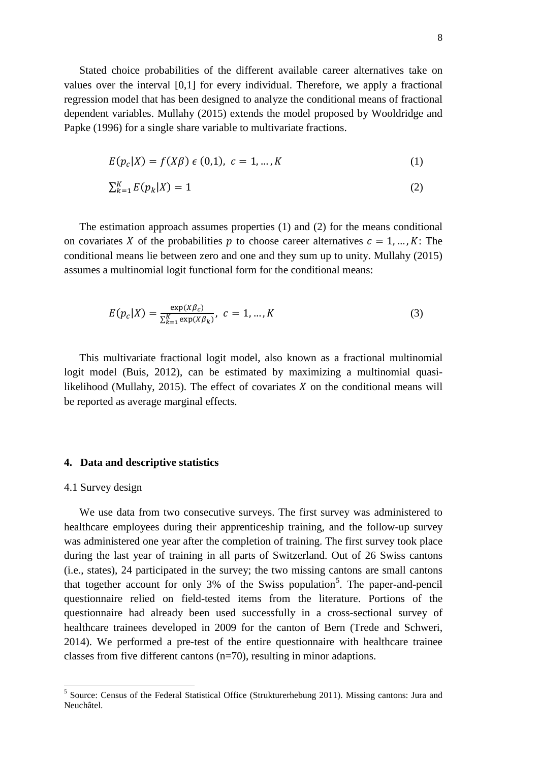Stated choice probabilities of the different available career alternatives take on values over the interval [0,1] for every individual. Therefore, we apply a fractional regression model that has been designed to analyze the conditional means of fractional dependent variables. Mullahy (2015) extends the model proposed by Wooldridge and Papke (1996) for a single share variable to multivariate fractions.

$$E(p_c|X) = f(X\beta) \in (0,1),\ c = 1, \dots, K \tag{1}$$

$$\sum_{k=1}^{K} E(p_k|X) = 1 \tag{2}$$

The estimation approach assumes properties (1) and (2) for the means conditional on covariates $X$ of the probabilities $p$ to choose career alternatives $c = 1, \dots, K$: The conditional means lie between zero and one and they sum up to unity. Mullahy (2015) assumes a multinomial logit functional form for the conditional means:

$$E(p_c|X) = \frac{\exp(X\beta_c)}{\sum_{k=1}^{K} \exp(X\beta_k)},\ c = 1, \dots, K \tag{3}$$

This multivariate fractional logit model, also known as a fractional multinomial logit model (Buis, 2012), can be estimated by maximizing a multinomial quasi-likelihood (Mullahy, 2015). The effect of covariates $X$ on the conditional means will be reported as average marginal effects.

## 4. Data and descriptive statistics

### 4.1 Survey design

We use data from two consecutive surveys. The first survey was administered to healthcare employees during their apprenticeship training, and the follow-up survey was administered one year after the completion of training. The first survey took place during the last year of training in all parts of Switzerland. Out of 26 Swiss cantons (i.e., states), 24 participated in the survey; the two missing cantons are small cantons that together account for only 3% of the Swiss population[5]. The paper-and-pencil questionnaire relied on field-tested items from the literature. Portions of the questionnaire had already been used successfully in a cross-sectional survey of healthcare trainees developed in 2009 for the canton of Bern (Trede and Schweri, 2014). We performed a pre-test of the entire questionnaire with healthcare trainee classes from five different cantons (n=70), resulting in minor adaptions.

[5] Source: Census of the Federal Statistical Office (Strukturerhebung 2011). Missing cantons: Jura and Neuchâtel.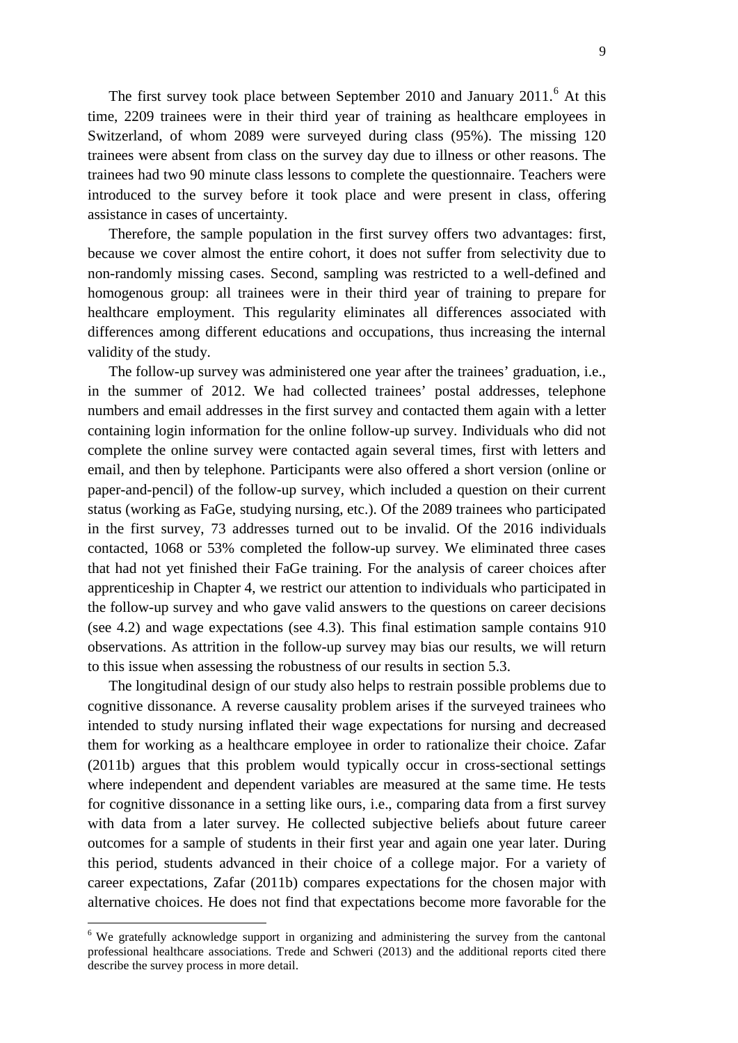The first survey took place between September 2010 and January 2011.[6] At this time, 2209 trainees were in their third year of training as healthcare employees in Switzerland, of whom 2089 were surveyed during class (95%). The missing 120 trainees were absent from class on the survey day due to illness or other reasons. The trainees had two 90 minute class lessons to complete the questionnaire. Teachers were introduced to the survey before it took place and were present in class, offering assistance in cases of uncertainty.

Therefore, the sample population in the first survey offers two advantages: first, because we cover almost the entire cohort, it does not suffer from selectivity due to non-randomly missing cases. Second, sampling was restricted to a well-defined and homogenous group: all trainees were in their third year of training to prepare for healthcare employment. This regularity eliminates all differences associated with differences among different educations and occupations, thus increasing the internal validity of the study.

The follow-up survey was administered one year after the trainees' graduation, i.e., in the summer of 2012. We had collected trainees' postal addresses, telephone numbers and email addresses in the first survey and contacted them again with a letter containing login information for the online follow-up survey. Individuals who did not complete the online survey were contacted again several times, first with letters and email, and then by telephone. Participants were also offered a short version (online or paper-and-pencil) of the follow-up survey, which included a question on their current status (working as FaGe, studying nursing, etc.). Of the 2089 trainees who participated in the first survey, 73 addresses turned out to be invalid. Of the 2016 individuals contacted, 1068 or 53% completed the follow-up survey. We eliminated three cases that had not yet finished their FaGe training. For the analysis of career choices after apprenticeship in Chapter 4, we restrict our attention to individuals who participated in the follow-up survey and who gave valid answers to the questions on career decisions (see 4.2) and wage expectations (see 4.3). This final estimation sample contains 910 observations. As attrition in the follow-up survey may bias our results, we will return to this issue when assessing the robustness of our results in section 5.3.

The longitudinal design of our study also helps to restrain possible problems due to cognitive dissonance. A reverse causality problem arises if the surveyed trainees who intended to study nursing inflated their wage expectations for nursing and decreased them for working as a healthcare employee in order to rationalize their choice. Zafar (2011b) argues that this problem would typically occur in cross-sectional settings where independent and dependent variables are measured at the same time. He tests for cognitive dissonance in a setting like ours, i.e., comparing data from a first survey with data from a later survey. He collected subjective beliefs about future career outcomes for a sample of students in their first year and again one year later. During this period, students advanced in their choice of a college major. For a variety of career expectations, Zafar (2011b) compares expectations for the chosen major with alternative choices. He does not find that expectations become more favorable for the

[6] We gratefully acknowledge support in organizing and administering the survey from the cantonal professional healthcare associations. Trede and Schweri (2013) and the additional reports cited there describe the survey process in more detail.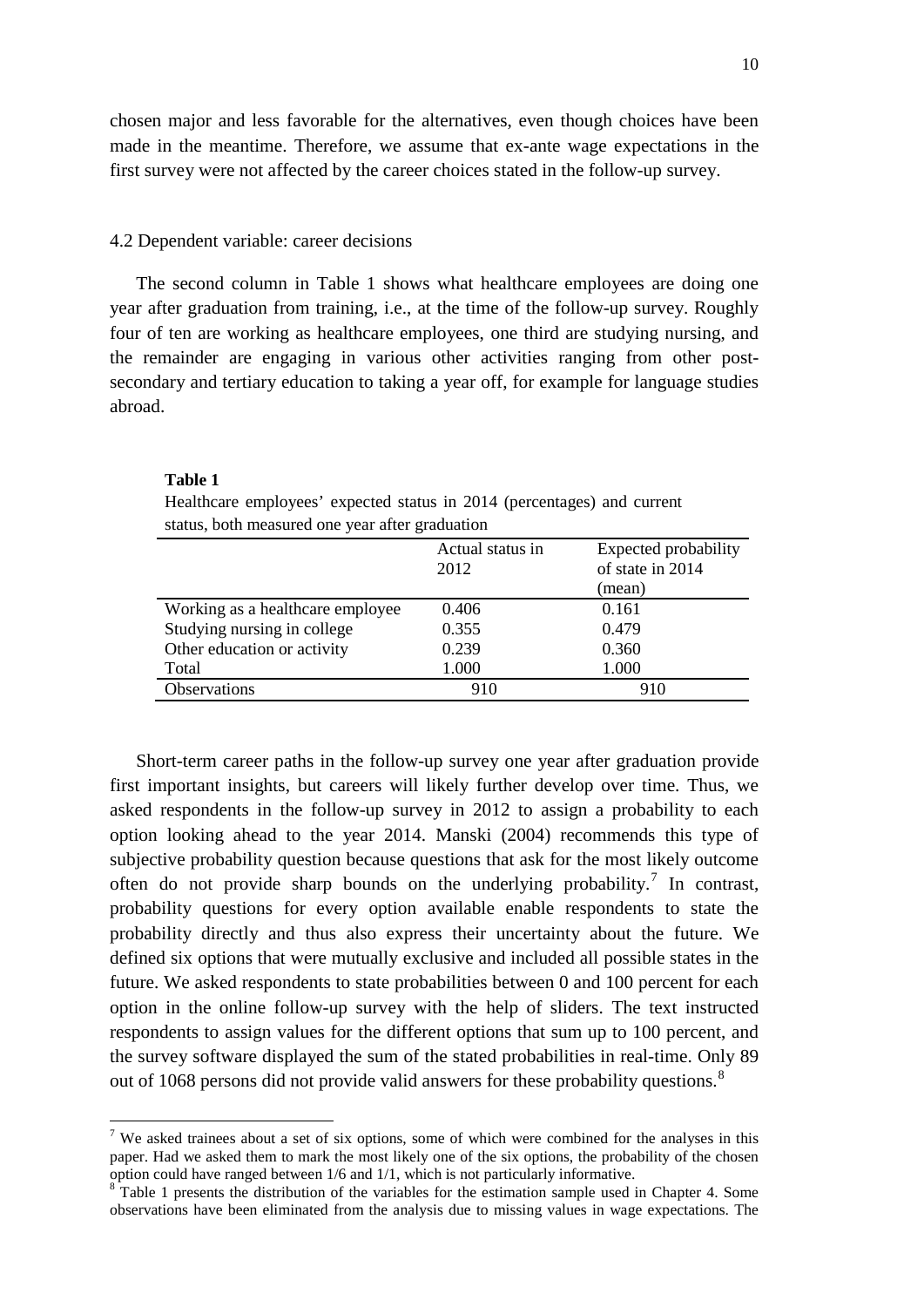chosen major and less favorable for the alternatives, even though choices have been made in the meantime. Therefore, we assume that ex-ante wage expectations in the first survey were not affected by the career choices stated in the follow-up survey.

### 4.2 Dependent variable: career decisions

The second column in Table 1 shows what healthcare employees are doing one year after graduation from training, i.e., at the time of the follow-up survey. Roughly four of ten are working as healthcare employees, one third are studying nursing, and the remainder are engaging in various other activities ranging from other post-secondary and tertiary education to taking a year off, for example for language studies abroad.

**Table 1**

Healthcare employees' expected status in 2014 (percentages) and current status, both measured one year after graduation

| | Actual status in 2012 | Expected probability of state in 2014 (mean) |
|---|---|---|
| Working as a healthcare employee | 0.406 | 0.161 |
| Studying nursing in college | 0.355 | 0.479 |
| Other education or activity | 0.239 | 0.360 |
| Total | 1.000 | 1.000 |
| Observations | 910 | 910 |

Short-term career paths in the follow-up survey one year after graduation provide first important insights, but careers will likely further develop over time. Thus, we asked respondents in the follow-up survey in 2012 to assign a probability to each option looking ahead to the year 2014. Manski (2004) recommends this type of subjective probability question because questions that ask for the most likely outcome often do not provide sharp bounds on the underlying probability.[7] In contrast, probability questions for every option available enable respondents to state the probability directly and thus also express their uncertainty about the future. We defined six options that were mutually exclusive and included all possible states in the future. We asked respondents to state probabilities between 0 and 100 percent for each option in the online follow-up survey with the help of sliders. The text instructed respondents to assign values for the different options that sum up to 100 percent, and the survey software displayed the sum of the stated probabilities in real-time. Only 89 out of 1068 persons did not provide valid answers for these probability questions.[8]

---

[7] We asked trainees about a set of six options, some of which were combined for the analyses in this paper. Had we asked them to mark the most likely one of the six options, the probability of the chosen option could have ranged between 1/6 and 1/1, which is not particularly informative.

[8] Table 1 presents the distribution of the variables for the estimation sample used in Chapter 4. Some observations have been eliminated from the analysis due to missing values in wage expectations. The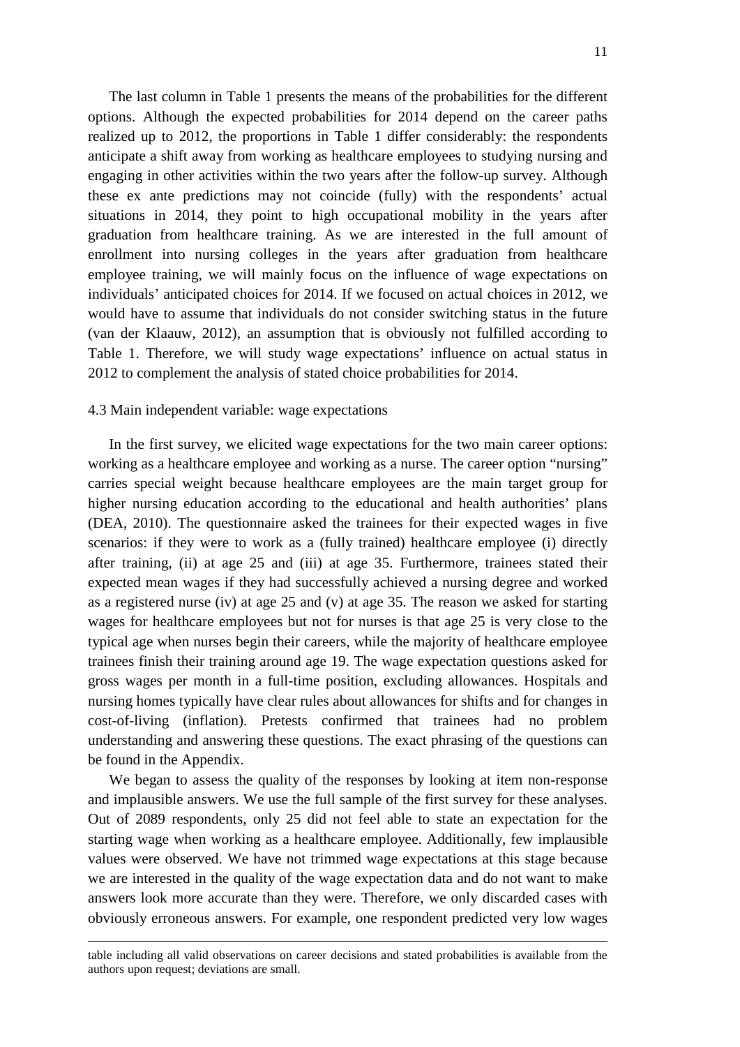The last column in Table 1 presents the means of the probabilities for the different options. Although the expected probabilities for 2014 depend on the career paths realized up to 2012, the proportions in Table 1 differ considerably: the respondents anticipate a shift away from working as healthcare employees to studying nursing and engaging in other activities within the two years after the follow-up survey. Although these ex ante predictions may not coincide (fully) with the respondents' actual situations in 2014, they point to high occupational mobility in the years after graduation from healthcare training. As we are interested in the full amount of enrollment into nursing colleges in the years after graduation from healthcare employee training, we will mainly focus on the influence of wage expectations on individuals' anticipated choices for 2014. If we focused on actual choices in 2012, we would have to assume that individuals do not consider switching status in the future (van der Klaauw, 2012), an assumption that is obviously not fulfilled according to Table 1. Therefore, we will study wage expectations' influence on actual status in 2012 to complement the analysis of stated choice probabilities for 2014.

### 4.3 Main independent variable: wage expectations

In the first survey, we elicited wage expectations for the two main career options: working as a healthcare employee and working as a nurse. The career option "nursing" carries special weight because healthcare employees are the main target group for higher nursing education according to the educational and health authorities' plans (DEA, 2010). The questionnaire asked the trainees for their expected wages in five scenarios: if they were to work as a (fully trained) healthcare employee (i) directly after training, (ii) at age 25 and (iii) at age 35. Furthermore, trainees stated their expected mean wages if they had successfully achieved a nursing degree and worked as a registered nurse (iv) at age 25 and (v) at age 35. The reason we asked for starting wages for healthcare employees but not for nurses is that age 25 is very close to the typical age when nurses begin their careers, while the majority of healthcare employee trainees finish their training around age 19. The wage expectation questions asked for gross wages per month in a full-time position, excluding allowances. Hospitals and nursing homes typically have clear rules about allowances for shifts and for changes in cost-of-living (inflation). Pretests confirmed that trainees had no problem understanding and answering these questions. The exact phrasing of the questions can be found in the Appendix.

We began to assess the quality of the responses by looking at item non-response and implausible answers. We use the full sample of the first survey for these analyses. Out of 2089 respondents, only 25 did not feel able to state an expectation for the starting wage when working as a healthcare employee. Additionally, few implausible values were observed. We have not trimmed wage expectations at this stage because we are interested in the quality of the wage expectation data and do not want to make answers look more accurate than they were. Therefore, we only discarded cases with obviously erroneous answers. For example, one respondent predicted very low wages

---

table including all valid observations on career decisions and stated probabilities is available from the authors upon request; deviations are small.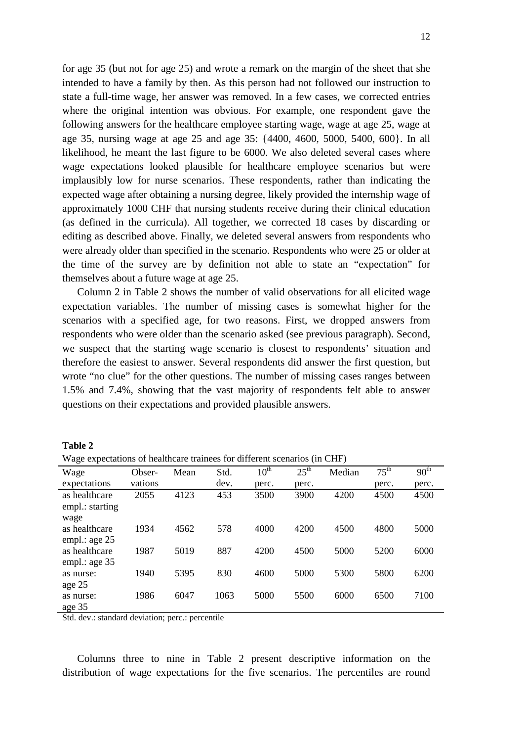for age 35 (but not for age 25) and wrote a remark on the margin of the sheet that she intended to have a family by then. As this person had not followed our instruction to state a full-time wage, her answer was removed. In a few cases, we corrected entries where the original intention was obvious. For example, one respondent gave the following answers for the healthcare employee starting wage, wage at age 25, wage at age 35, nursing wage at age 25 and age 35: {4400, 4600, 5000, 5400, 600}. In all likelihood, he meant the last figure to be 6000. We also deleted several cases where wage expectations looked plausible for healthcare employee scenarios but were implausibly low for nurse scenarios. These respondents, rather than indicating the expected wage after obtaining a nursing degree, likely provided the internship wage of approximately 1000 CHF that nursing students receive during their clinical education (as defined in the curricula). All together, we corrected 18 cases by discarding or editing as described above. Finally, we deleted several answers from respondents who were already older than specified in the scenario. Respondents who were 25 or older at the time of the survey are by definition not able to state an "expectation" for themselves about a future wage at age 25.

Column 2 in Table 2 shows the number of valid observations for all elicited wage expectation variables. The number of missing cases is somewhat higher for the scenarios with a specified age, for two reasons. First, we dropped answers from respondents who were older than the scenario asked (see previous paragraph). Second, we suspect that the starting wage scenario is closest to respondents' situation and therefore the easiest to answer. Several respondents did answer the first question, but wrote "no clue" for the other questions. The number of missing cases ranges between 1.5% and 7.4%, showing that the vast majority of respondents felt able to answer questions on their expectations and provided plausible answers.

**Table 2**

Wage expectations of healthcare trainees for different scenarios (in CHF)

| Wage expectations | Obser-vations | Mean | Std. dev. | 10th perc. | 25th perc. | Median | 75th perc. | 90th perc. |
|---|---|---|---|---|---|---|---|---|
| as healthcare empl.: starting wage | 2055 | 4123 | 453 | 3500 | 3900 | 4200 | 4500 | 4500 |
| as healthcare empl.: age 25 | 1934 | 4562 | 578 | 4000 | 4200 | 4500 | 4800 | 5000 |
| as healthcare empl.: age 35 | 1987 | 5019 | 887 | 4200 | 4500 | 5000 | 5200 | 6000 |
| as nurse: age 25 | 1940 | 5395 | 830 | 4600 | 5000 | 5300 | 5800 | 6200 |
| as nurse: age 35 | 1986 | 6047 | 1063 | 5000 | 5500 | 6000 | 6500 | 7100 |

Std. dev.: standard deviation; perc.: percentile

Columns three to nine in Table 2 present descriptive information on the distribution of wage expectations for the five scenarios. The percentiles are round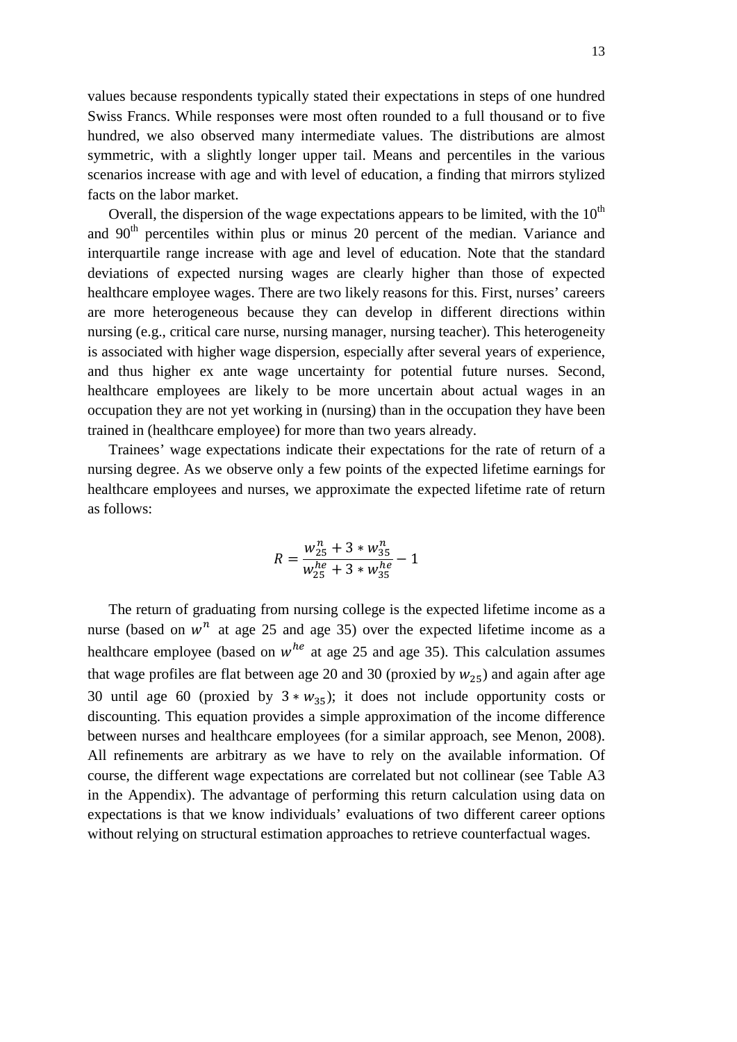values because respondents typically stated their expectations in steps of one hundred Swiss Francs. While responses were most often rounded to a full thousand or to five hundred, we also observed many intermediate values. The distributions are almost symmetric, with a slightly longer upper tail. Means and percentiles in the various scenarios increase with age and with level of education, a finding that mirrors stylized facts on the labor market.

Overall, the dispersion of the wage expectations appears to be limited, with the 10th and 90th percentiles within plus or minus 20 percent of the median. Variance and interquartile range increase with age and level of education. Note that the standard deviations of expected nursing wages are clearly higher than those of expected healthcare employee wages. There are two likely reasons for this. First, nurses' careers are more heterogeneous because they can develop in different directions within nursing (e.g., critical care nurse, nursing manager, nursing teacher). This heterogeneity is associated with higher wage dispersion, especially after several years of experience, and thus higher ex ante wage uncertainty for potential future nurses. Second, healthcare employees are likely to be more uncertain about actual wages in an occupation they are not yet working in (nursing) than in the occupation they have been trained in (healthcare employee) for more than two years already.

Trainees' wage expectations indicate their expectations for the rate of return of a nursing degree. As we observe only a few points of the expected lifetime earnings for healthcare employees and nurses, we approximate the expected lifetime rate of return as follows:

$$R = \frac{w_{25}^{n} + 3 * w_{35}^{n}}{w_{25}^{he} + 3 * w_{35}^{he}} - 1$$

The return of graduating from nursing college is the expected lifetime income as a nurse (based on $w^{n}$ at age 25 and age 35) over the expected lifetime income as a healthcare employee (based on $w^{he}$ at age 25 and age 35). This calculation assumes that wage profiles are flat between age 20 and 30 (proxied by $w_{25}$) and again after age 30 until age 60 (proxied by $3 * w_{35}$); it does not include opportunity costs or discounting. This equation provides a simple approximation of the income difference between nurses and healthcare employees (for a similar approach, see Menon, 2008). All refinements are arbitrary as we have to rely on the available information. Of course, the different wage expectations are correlated but not collinear (see Table A3 in the Appendix). The advantage of performing this return calculation using data on expectations is that we know individuals' evaluations of two different career options without relying on structural estimation approaches to retrieve counterfactual wages.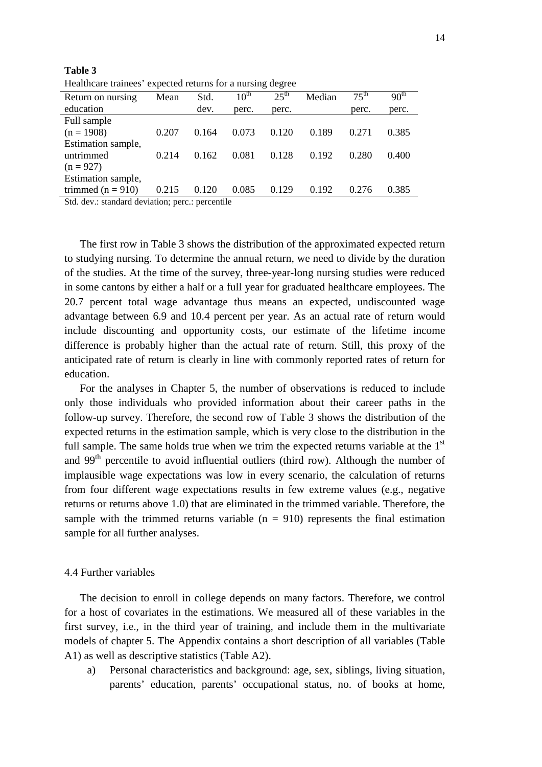**Table 3**

Healthcare trainees' expected returns for a nursing degree

| Return on nursing education | Mean | Std. dev. | 10th perc. | 25th perc. | Median | 75th perc. | 90th perc. |
|---|---|---|---|---|---|---|---|
| Full sample (n = 1908) | 0.207 | 0.164 | 0.073 | 0.120 | 0.189 | 0.271 | 0.385 |
| Estimation sample, untrimmed (n = 927) | 0.214 | 0.162 | 0.081 | 0.128 | 0.192 | 0.280 | 0.400 |
| Estimation sample, trimmed (n = 910) | 0.215 | 0.120 | 0.085 | 0.129 | 0.192 | 0.276 | 0.385 |

Std. dev.: standard deviation; perc.: percentile

The first row in Table 3 shows the distribution of the approximated expected return to studying nursing. To determine the annual return, we need to divide by the duration of the studies. At the time of the survey, three-year-long nursing studies were reduced in some cantons by either a half or a full year for graduated healthcare employees. The 20.7 percent total wage advantage thus means an expected, undiscounted wage advantage between 6.9 and 10.4 percent per year. As an actual rate of return would include discounting and opportunity costs, our estimate of the lifetime income difference is probably higher than the actual rate of return. Still, this proxy of the anticipated rate of return is clearly in line with commonly reported rates of return for education.

For the analyses in Chapter 5, the number of observations is reduced to include only those individuals who provided information about their career paths in the follow-up survey. Therefore, the second row of Table 3 shows the distribution of the expected returns in the estimation sample, which is very close to the distribution in the full sample. The same holds true when we trim the expected returns variable at the 1st and 99th percentile to avoid influential outliers (third row). Although the number of implausible wage expectations was low in every scenario, the calculation of returns from four different wage expectations results in few extreme values (e.g., negative returns or returns above 1.0) that are eliminated in the trimmed variable. Therefore, the sample with the trimmed returns variable (n = 910) represents the final estimation sample for all further analyses.

### 4.4 Further variables

The decision to enroll in college depends on many factors. Therefore, we control for a host of covariates in the estimations. We measured all of these variables in the first survey, i.e., in the third year of training, and include them in the multivariate models of chapter 5. The Appendix contains a short description of all variables (Table A1) as well as descriptive statistics (Table A2).

a) Personal characteristics and background: age, sex, siblings, living situation, parents' education, parents' occupational status, no. of books at home,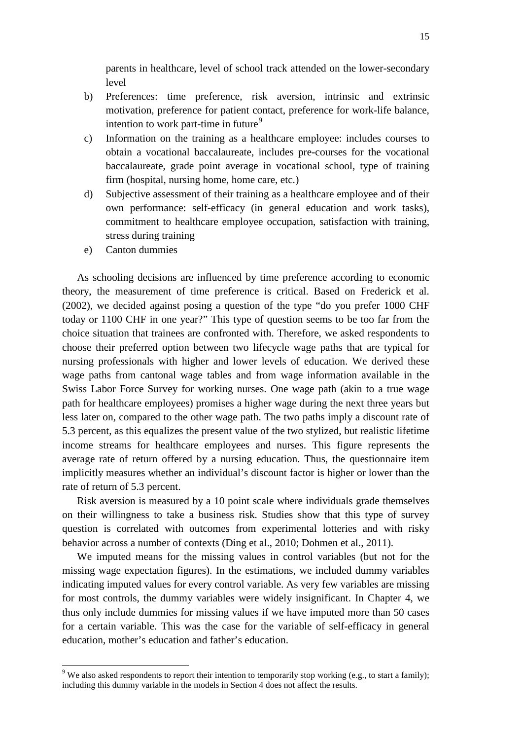parents in healthcare, level of school track attended on the lower-secondary level

b) Preferences: time preference, risk aversion, intrinsic and extrinsic motivation, preference for patient contact, preference for work-life balance, intention to work part-time in future[9]

c) Information on the training as a healthcare employee: includes courses to obtain a vocational baccalaureate, includes pre-courses for the vocational baccalaureate, grade point average in vocational school, type of training firm (hospital, nursing home, home care, etc.)

d) Subjective assessment of their training as a healthcare employee and of their own performance: self-efficacy (in general education and work tasks), commitment to healthcare employee occupation, satisfaction with training, stress during training

e) Canton dummies

As schooling decisions are influenced by time preference according to economic theory, the measurement of time preference is critical. Based on Frederick et al. (2002), we decided against posing a question of the type "do you prefer 1000 CHF today or 1100 CHF in one year?" This type of question seems to be too far from the choice situation that trainees are confronted with. Therefore, we asked respondents to choose their preferred option between two lifecycle wage paths that are typical for nursing professionals with higher and lower levels of education. We derived these wage paths from cantonal wage tables and from wage information available in the Swiss Labor Force Survey for working nurses. One wage path (akin to a true wage path for healthcare employees) promises a higher wage during the next three years but less later on, compared to the other wage path. The two paths imply a discount rate of 5.3 percent, as this equalizes the present value of the two stylized, but realistic lifetime income streams for healthcare employees and nurses. This figure represents the average rate of return offered by a nursing education. Thus, the questionnaire item implicitly measures whether an individual's discount factor is higher or lower than the rate of return of 5.3 percent.

Risk aversion is measured by a 10 point scale where individuals grade themselves on their willingness to take a business risk. Studies show that this type of survey question is correlated with outcomes from experimental lotteries and with risky behavior across a number of contexts (Ding et al., 2010; Dohmen et al., 2011).

We imputed means for the missing values in control variables (but not for the missing wage expectation figures). In the estimations, we included dummy variables indicating imputed values for every control variable. As very few variables are missing for most controls, the dummy variables were widely insignificant. In Chapter 4, we thus only include dummies for missing values if we have imputed more than 50 cases for a certain variable. This was the case for the variable of self-efficacy in general education, mother's education and father's education.

[9] We also asked respondents to report their intention to temporarily stop working (e.g., to start a family); including this dummy variable in the models in Section 4 does not affect the results.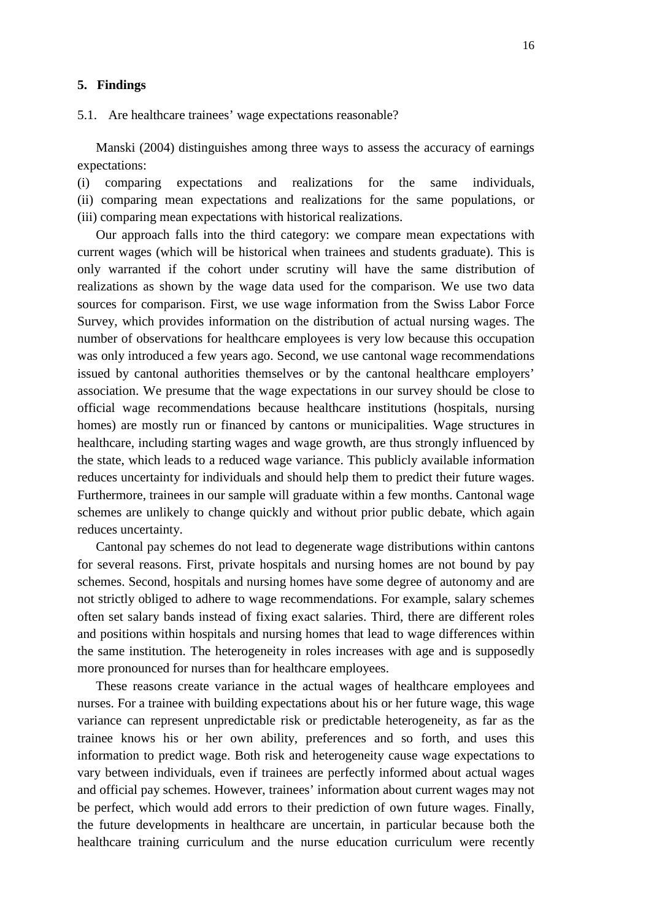## 5. Findings

### 5.1. Are healthcare trainees' wage expectations reasonable?

Manski (2004) distinguishes among three ways to assess the accuracy of earnings expectations:

(i) comparing expectations and realizations for the same individuals, (ii) comparing mean expectations and realizations for the same populations, or (iii) comparing mean expectations with historical realizations.

Our approach falls into the third category: we compare mean expectations with current wages (which will be historical when trainees and students graduate). This is only warranted if the cohort under scrutiny will have the same distribution of realizations as shown by the wage data used for the comparison. We use two data sources for comparison. First, we use wage information from the Swiss Labor Force Survey, which provides information on the distribution of actual nursing wages. The number of observations for healthcare employees is very low because this occupation was only introduced a few years ago. Second, we use cantonal wage recommendations issued by cantonal authorities themselves or by the cantonal healthcare employers' association. We presume that the wage expectations in our survey should be close to official wage recommendations because healthcare institutions (hospitals, nursing homes) are mostly run or financed by cantons or municipalities. Wage structures in healthcare, including starting wages and wage growth, are thus strongly influenced by the state, which leads to a reduced wage variance. This publicly available information reduces uncertainty for individuals and should help them to predict their future wages. Furthermore, trainees in our sample will graduate within a few months. Cantonal wage schemes are unlikely to change quickly and without prior public debate, which again reduces uncertainty.

Cantonal pay schemes do not lead to degenerate wage distributions within cantons for several reasons. First, private hospitals and nursing homes are not bound by pay schemes. Second, hospitals and nursing homes have some degree of autonomy and are not strictly obliged to adhere to wage recommendations. For example, salary schemes often set salary bands instead of fixing exact salaries. Third, there are different roles and positions within hospitals and nursing homes that lead to wage differences within the same institution. The heterogeneity in roles increases with age and is supposedly more pronounced for nurses than for healthcare employees.

These reasons create variance in the actual wages of healthcare employees and nurses. For a trainee with building expectations about his or her future wage, this wage variance can represent unpredictable risk or predictable heterogeneity, as far as the trainee knows his or her own ability, preferences and so forth, and uses this information to predict wage. Both risk and heterogeneity cause wage expectations to vary between individuals, even if trainees are perfectly informed about actual wages and official pay schemes. However, trainees' information about current wages may not be perfect, which would add errors to their prediction of own future wages. Finally, the future developments in healthcare are uncertain, in particular because both the healthcare training curriculum and the nurse education curriculum were recently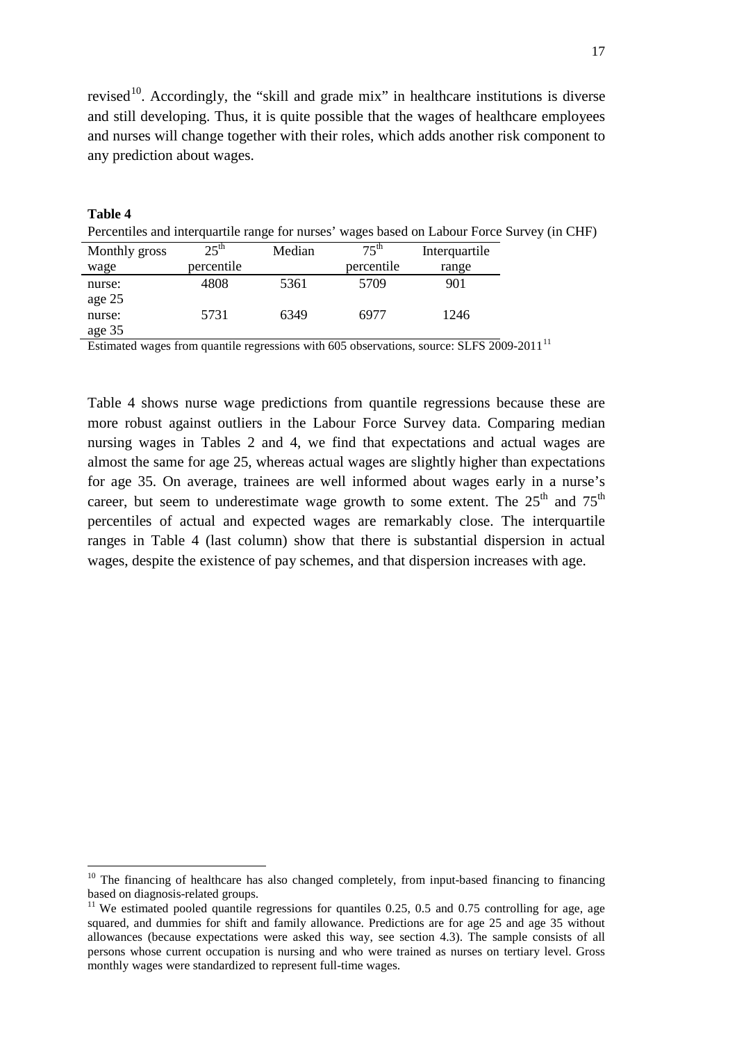revised[10]. Accordingly, the "skill and grade mix" in healthcare institutions is diverse and still developing. Thus, it is quite possible that the wages of healthcare employees and nurses will change together with their roles, which adds another risk component to any prediction about wages.

**Table 4**

Percentiles and interquartile range for nurses' wages based on Labour Force Survey (in CHF)

| Monthly gross wage | 25th percentile | Median | 75th percentile | Interquartile range |
|---|---|---|---|---|
| nurse: age 25 | 4808 | 5361 | 5709 | 901 |
| nurse: age 35 | 5731 | 6349 | 6977 | 1246 |

Estimated wages from quantile regressions with 605 observations, source: SLFS 2009-2011[11]

Table 4 shows nurse wage predictions from quantile regressions because these are more robust against outliers in the Labour Force Survey data. Comparing median nursing wages in Tables 2 and 4, we find that expectations and actual wages are almost the same for age 25, whereas actual wages are slightly higher than expectations for age 35. On average, trainees are well informed about wages early in a nurse's career, but seem to underestimate wage growth to some extent. The 25th and 75th percentiles of actual and expected wages are remarkably close. The interquartile ranges in Table 4 (last column) show that there is substantial dispersion in actual wages, despite the existence of pay schemes, and that dispersion increases with age.

[10] The financing of healthcare has also changed completely, from input-based financing to financing based on diagnosis-related groups.

[11] We estimated pooled quantile regressions for quantiles 0.25, 0.5 and 0.75 controlling for age, age squared, and dummies for shift and family allowance. Predictions are for age 25 and age 35 without allowances (because expectations were asked this way, see section 4.3). The sample consists of all persons whose current occupation is nursing and who were trained as nurses on tertiary level. Gross monthly wages were standardized to represent full-time wages.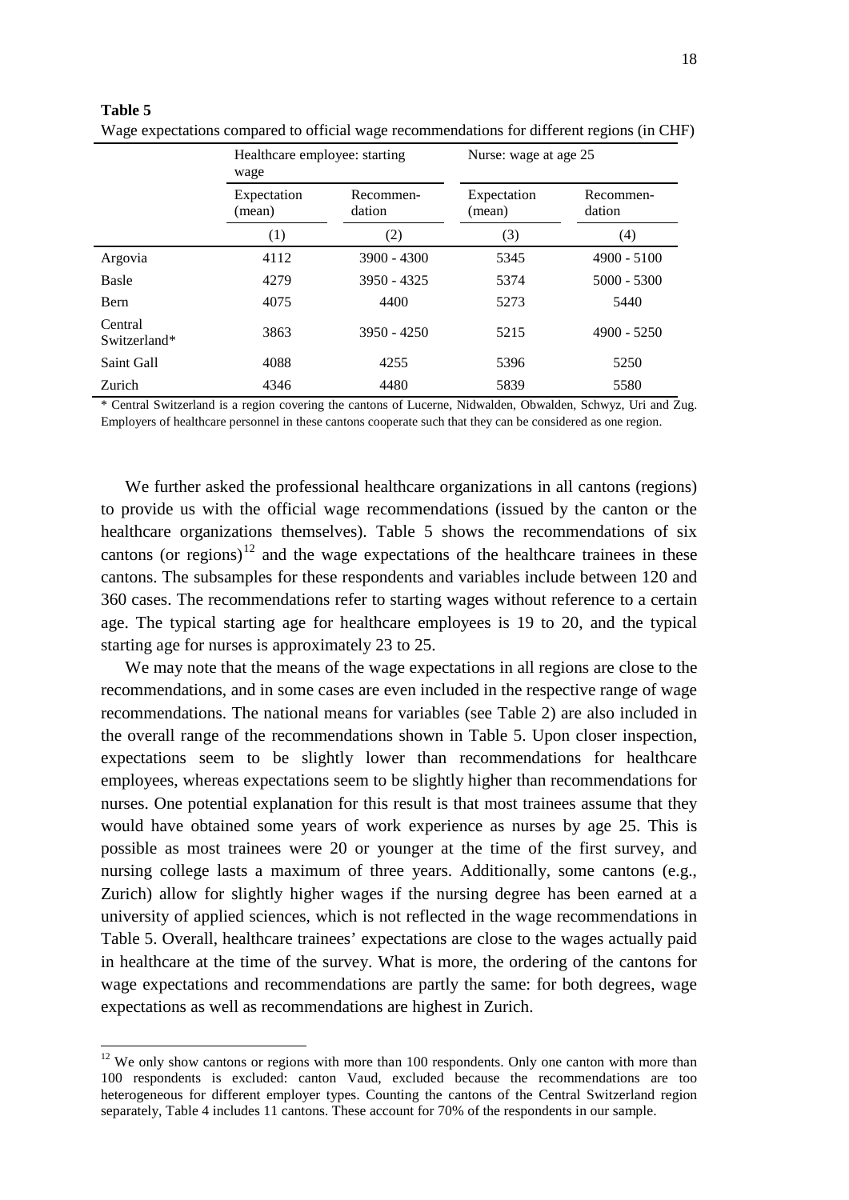**Table 5**

Wage expectations compared to official wage recommendations for different regions (in CHF)

| | Healthcare employee: starting wage | | Nurse: wage at age 25 | |
|---|---|---|---|---|
| | Expectation (mean) | Recommen-dation | Expectation (mean) | Recommen-dation |
| | (1) | (2) | (3) | (4) |
| Argovia | 4112 | 3900 - 4300 | 5345 | 4900 - 5100 |
| Basle | 4279 | 3950 - 4325 | 5374 | 5000 - 5300 |
| Bern | 4075 | 4400 | 5273 | 5440 |
| Central Switzerland* | 3863 | 3950 - 4250 | 5215 | 4900 - 5250 |
| Saint Gall | 4088 | 4255 | 5396 | 5250 |
| Zurich | 4346 | 4480 | 5839 | 5580 |

\* Central Switzerland is a region covering the cantons of Lucerne, Nidwalden, Obwalden, Schwyz, Uri and Zug. Employers of healthcare personnel in these cantons cooperate such that they can be considered as one region.

We further asked the professional healthcare organizations in all cantons (regions) to provide us with the official wage recommendations (issued by the canton or the healthcare organizations themselves). Table 5 shows the recommendations of six cantons (or regions)[12] and the wage expectations of the healthcare trainees in these cantons. The subsamples for these respondents and variables include between 120 and 360 cases. The recommendations refer to starting wages without reference to a certain age. The typical starting age for healthcare employees is 19 to 20, and the typical starting age for nurses is approximately 23 to 25.

We may note that the means of the wage expectations in all regions are close to the recommendations, and in some cases are even included in the respective range of wage recommendations. The national means for variables (see Table 2) are also included in the overall range of the recommendations shown in Table 5. Upon closer inspection, expectations seem to be slightly lower than recommendations for healthcare employees, whereas expectations seem to be slightly higher than recommendations for nurses. One potential explanation for this result is that most trainees assume that they would have obtained some years of work experience as nurses by age 25. This is possible as most trainees were 20 or younger at the time of the first survey, and nursing college lasts a maximum of three years. Additionally, some cantons (e.g., Zurich) allow for slightly higher wages if the nursing degree has been earned at a university of applied sciences, which is not reflected in the wage recommendations in Table 5. Overall, healthcare trainees' expectations are close to the wages actually paid in healthcare at the time of the survey. What is more, the ordering of the cantons for wage expectations and recommendations are partly the same: for both degrees, wage expectations as well as recommendations are highest in Zurich.

[12] We only show cantons or regions with more than 100 respondents. Only one canton with more than 100 respondents is excluded: canton Vaud, excluded because the recommendations are too heterogeneous for different employer types. Counting the cantons of the Central Switzerland region separately, Table 4 includes 11 cantons. These account for 70% of the respondents in our sample.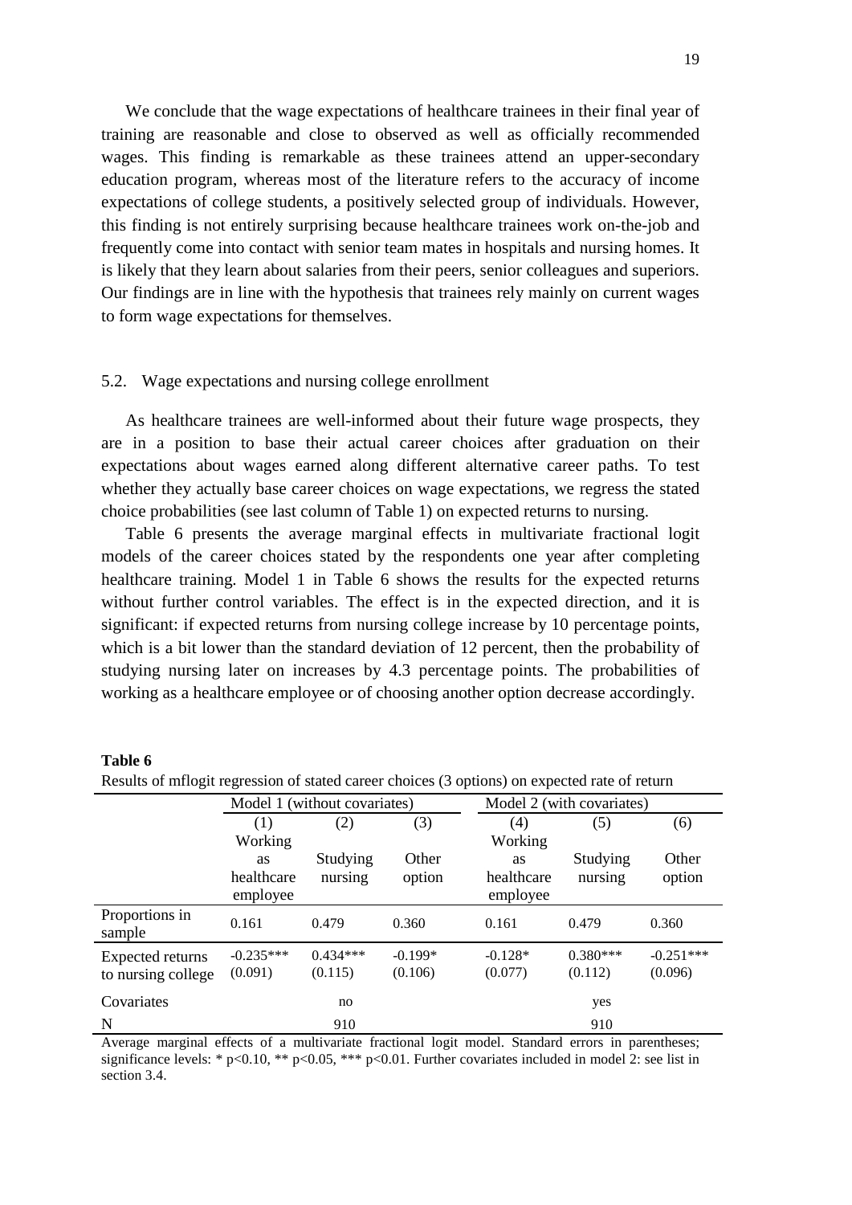We conclude that the wage expectations of healthcare trainees in their final year of training are reasonable and close to observed as well as officially recommended wages. This finding is remarkable as these trainees attend an upper-secondary education program, whereas most of the literature refers to the accuracy of income expectations of college students, a positively selected group of individuals. However, this finding is not entirely surprising because healthcare trainees work on-the-job and frequently come into contact with senior team mates in hospitals and nursing homes. It is likely that they learn about salaries from their peers, senior colleagues and superiors. Our findings are in line with the hypothesis that trainees rely mainly on current wages to form wage expectations for themselves.

### 5.2. Wage expectations and nursing college enrollment

As healthcare trainees are well-informed about their future wage prospects, they are in a position to base their actual career choices after graduation on their expectations about wages earned along different alternative career paths. To test whether they actually base career choices on wage expectations, we regress the stated choice probabilities (see last column of Table 1) on expected returns to nursing.

Table 6 presents the average marginal effects in multivariate fractional logit models of the career choices stated by the respondents one year after completing healthcare training. Model 1 in Table 6 shows the results for the expected returns without further control variables. The effect is in the expected direction, and it is significant: if expected returns from nursing college increase by 10 percentage points, which is a bit lower than the standard deviation of 12 percent, then the probability of studying nursing later on increases by 4.3 percentage points. The probabilities of working as a healthcare employee or of choosing another option decrease accordingly.

**Table 6**

Results of mflogit regression of stated career choices (3 options) on expected rate of return

| | Model 1 (without covariates) | | | Model 2 (with covariates) | | |
|---|---|---|---|---|---|---|
| | (1) Working as healthcare employee | (2) Studying nursing | (3) Other option | (4) Working as healthcare employee | (5) Studying nursing | (6) Other option |
| Proportions in sample | 0.161 | 0.479 | 0.360 | 0.161 | 0.479 | 0.360 |
| Expected returns to nursing college | -0.235*** (0.091) | 0.434*** (0.115) | -0.199* (0.106) | -0.128* (0.077) | 0.380*** (0.112) | -0.251*** (0.096) |
| Covariates | | no | | | yes | |
| N | | 910 | | | 910 | |

Average marginal effects of a multivariate fractional logit model. Standard errors in parentheses; significance levels: * $p<0.10$, ** $p<0.05$, *** $p<0.01$. Further covariates included in model 2: see list in section 3.4.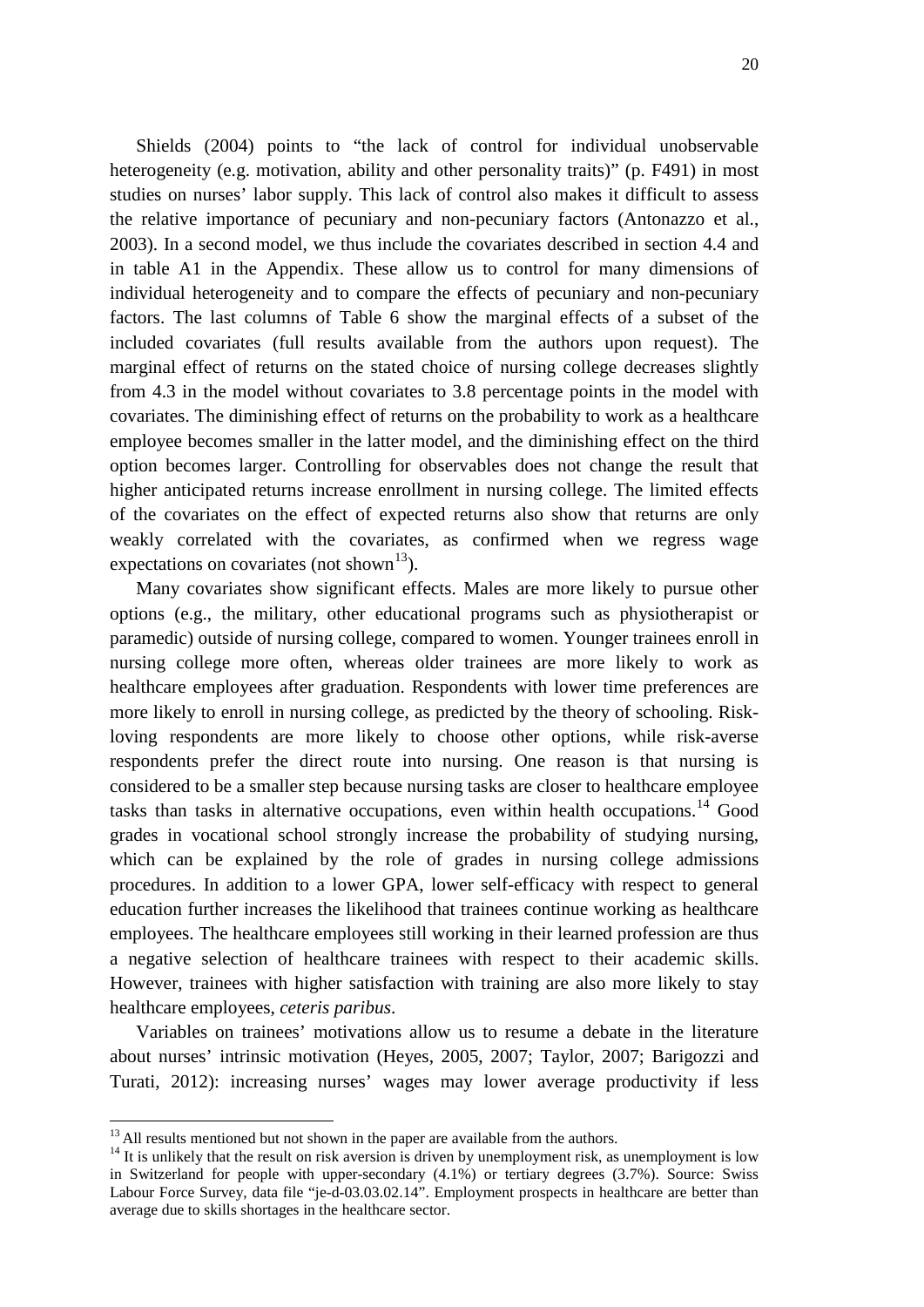Shields (2004) points to "the lack of control for individual unobservable heterogeneity (e.g. motivation, ability and other personality traits)" (p. F491) in most studies on nurses' labor supply. This lack of control also makes it difficult to assess the relative importance of pecuniary and non-pecuniary factors (Antonazzo et al., 2003). In a second model, we thus include the covariates described in section 4.4 and in table A1 in the Appendix. These allow us to control for many dimensions of individual heterogeneity and to compare the effects of pecuniary and non-pecuniary factors. The last columns of Table 6 show the marginal effects of a subset of the included covariates (full results available from the authors upon request). The marginal effect of returns on the stated choice of nursing college decreases slightly from 4.3 in the model without covariates to 3.8 percentage points in the model with covariates. The diminishing effect of returns on the probability to work as a healthcare employee becomes smaller in the latter model, and the diminishing effect on the third option becomes larger. Controlling for observables does not change the result that higher anticipated returns increase enrollment in nursing college. The limited effects of the covariates on the effect of expected returns also show that returns are only weakly correlated with the covariates, as confirmed when we regress wage expectations on covariates (not shown[13]).

Many covariates show significant effects. Males are more likely to pursue other options (e.g., the military, other educational programs such as physiotherapist or paramedic) outside of nursing college, compared to women. Younger trainees enroll in nursing college more often, whereas older trainees are more likely to work as healthcare employees after graduation. Respondents with lower time preferences are more likely to enroll in nursing college, as predicted by the theory of schooling. Risk-loving respondents are more likely to choose other options, while risk-averse respondents prefer the direct route into nursing. One reason is that nursing is considered to be a smaller step because nursing tasks are closer to healthcare employee tasks than tasks in alternative occupations, even within health occupations.[14] Good grades in vocational school strongly increase the probability of studying nursing, which can be explained by the role of grades in nursing college admissions procedures. In addition to a lower GPA, lower self-efficacy with respect to general education further increases the likelihood that trainees continue working as healthcare employees. The healthcare employees still working in their learned profession are thus a negative selection of healthcare trainees with respect to their academic skills. However, trainees with higher satisfaction with training are also more likely to stay healthcare employees, *ceteris paribus*.

Variables on trainees' motivations allow us to resume a debate in the literature about nurses' intrinsic motivation (Heyes, 2005, 2007; Taylor, 2007; Barigozzi and Turati, 2012): increasing nurses' wages may lower average productivity if less

---

[13] All results mentioned but not shown in the paper are available from the authors.

[14] It is unlikely that the result on risk aversion is driven by unemployment risk, as unemployment is low in Switzerland for people with upper-secondary (4.1%) or tertiary degrees (3.7%). Source: Swiss Labour Force Survey, data file "je-d-03.03.02.14". Employment prospects in healthcare are better than average due to skills shortages in the healthcare sector.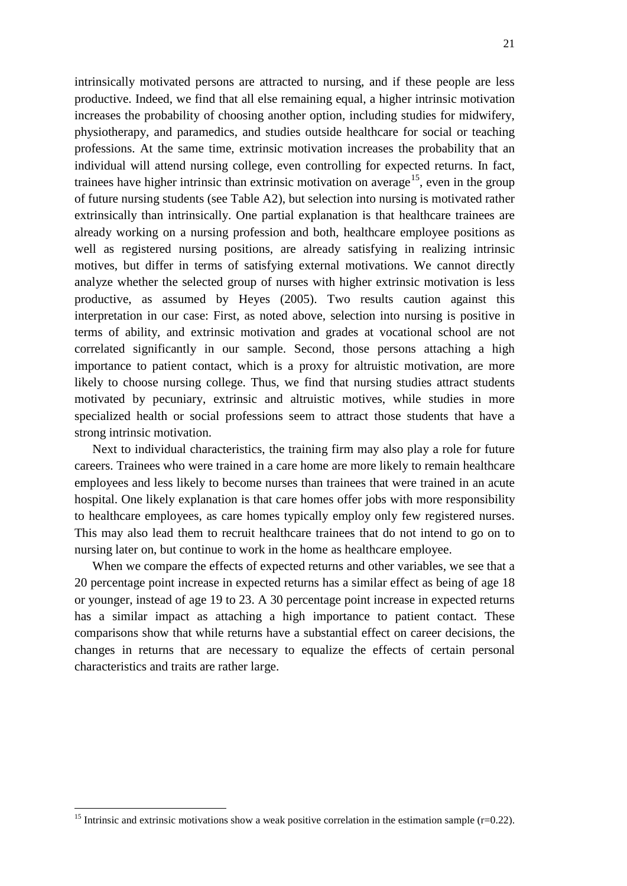intrinsically motivated persons are attracted to nursing, and if these people are less productive. Indeed, we find that all else remaining equal, a higher intrinsic motivation increases the probability of choosing another option, including studies for midwifery, physiotherapy, and paramedics, and studies outside healthcare for social or teaching professions. At the same time, extrinsic motivation increases the probability that an individual will attend nursing college, even controlling for expected returns. In fact, trainees have higher intrinsic than extrinsic motivation on average[15], even in the group of future nursing students (see Table A2), but selection into nursing is motivated rather extrinsically than intrinsically. One partial explanation is that healthcare trainees are already working on a nursing profession and both, healthcare employee positions as well as registered nursing positions, are already satisfying in realizing intrinsic motives, but differ in terms of satisfying external motivations. We cannot directly analyze whether the selected group of nurses with higher extrinsic motivation is less productive, as assumed by Heyes (2005). Two results caution against this interpretation in our case: First, as noted above, selection into nursing is positive in terms of ability, and extrinsic motivation and grades at vocational school are not correlated significantly in our sample. Second, those persons attaching a high importance to patient contact, which is a proxy for altruistic motivation, are more likely to choose nursing college. Thus, we find that nursing studies attract students motivated by pecuniary, extrinsic and altruistic motives, while studies in more specialized health or social professions seem to attract those students that have a strong intrinsic motivation.

Next to individual characteristics, the training firm may also play a role for future careers. Trainees who were trained in a care home are more likely to remain healthcare employees and less likely to become nurses than trainees that were trained in an acute hospital. One likely explanation is that care homes offer jobs with more responsibility to healthcare employees, as care homes typically employ only few registered nurses. This may also lead them to recruit healthcare trainees that do not intend to go on to nursing later on, but continue to work in the home as healthcare employee.

When we compare the effects of expected returns and other variables, we see that a 20 percentage point increase in expected returns has a similar effect as being of age 18 or younger, instead of age 19 to 23. A 30 percentage point increase in expected returns has a similar impact as attaching a high importance to patient contact. These comparisons show that while returns have a substantial effect on career decisions, the changes in returns that are necessary to equalize the effects of certain personal characteristics and traits are rather large.

[15] Intrinsic and extrinsic motivations show a weak positive correlation in the estimation sample (r=0.22).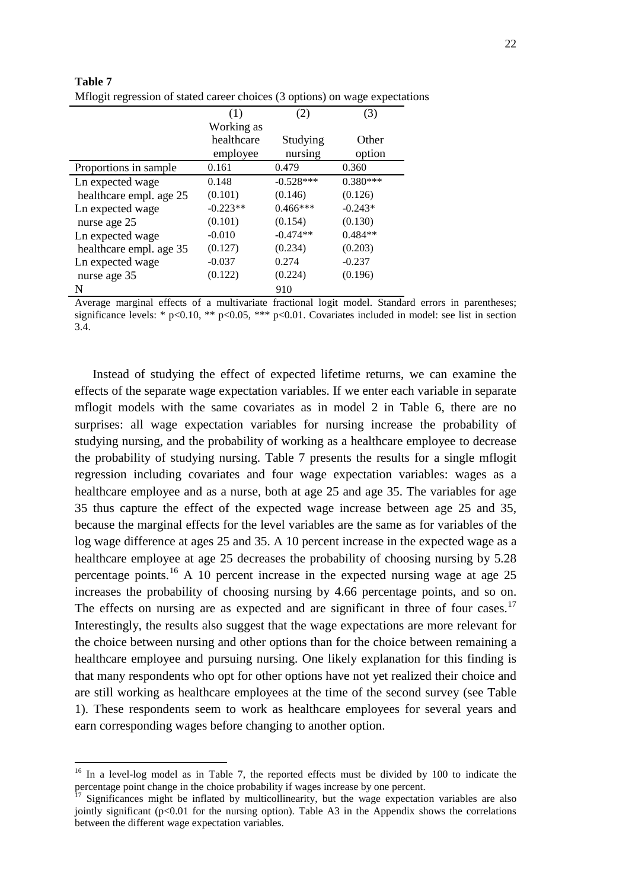**Table 7**

Mflogit regression of stated career choices (3 options) on wage expectations

| | (1) Working as healthcare employee | (2) Studying nursing | (3) Other option |
|---|---|---|---|
| Proportions in sample | 0.161 | 0.479 | 0.360 |
| Ln expected wage healthcare empl. age 25 | 0.148<br>(0.101) | -0.528***<br>(0.146) | 0.380***<br>(0.126) |
| Ln expected wage nurse age 25 | -0.223**<br>(0.101) | 0.466***<br>(0.154) | -0.243*<br>(0.130) |
| Ln expected wage healthcare empl. age 35 | -0.010<br>(0.127) | -0.474**<br>(0.234) | 0.484**<br>(0.203) |
| Ln expected wage nurse age 35 | -0.037<br>(0.122) | 0.274<br>(0.224) | -0.237<br>(0.196) |
| N | | 910 | |

Average marginal effects of a multivariate fractional logit model. Standard errors in parentheses; significance levels: * p<0.10, ** p<0.05, *** p<0.01. Covariates included in model: see list in section 3.4.

Instead of studying the effect of expected lifetime returns, we can examine the effects of the separate wage expectation variables. If we enter each variable in separate mflogit models with the same covariates as in model 2 in Table 6, there are no surprises: all wage expectation variables for nursing increase the probability of studying nursing, and the probability of working as a healthcare employee to decrease the probability of studying nursing. Table 7 presents the results for a single mflogit regression including covariates and four wage expectation variables: wages as a healthcare employee and as a nurse, both at age 25 and age 35. The variables for age 35 thus capture the effect of the expected wage increase between age 25 and 35, because the marginal effects for the level variables are the same as for variables of the log wage difference at ages 25 and 35. A 10 percent increase in the expected wage as a healthcare employee at age 25 decreases the probability of choosing nursing by 5.28 percentage points.[16] A 10 percent increase in the expected nursing wage at age 25 increases the probability of choosing nursing by 4.66 percentage points, and so on. The effects on nursing are as expected and are significant in three of four cases.[17] Interestingly, the results also suggest that the wage expectations are more relevant for the choice between nursing and other options than for the choice between remaining a healthcare employee and pursuing nursing. One likely explanation for this finding is that many respondents who opt for other options have not yet realized their choice and are still working as healthcare employees at the time of the second survey (see Table 1). These respondents seem to work as healthcare employees for several years and earn corresponding wages before changing to another option.

[16] In a level-log model as in Table 7, the reported effects must be divided by 100 to indicate the percentage point change in the choice probability if wages increase by one percent.

[17] Significances might be inflated by multicollinearity, but the wage expectation variables are also jointly significant (p<0.01 for the nursing option). Table A3 in the Appendix shows the correlations between the different wage expectation variables.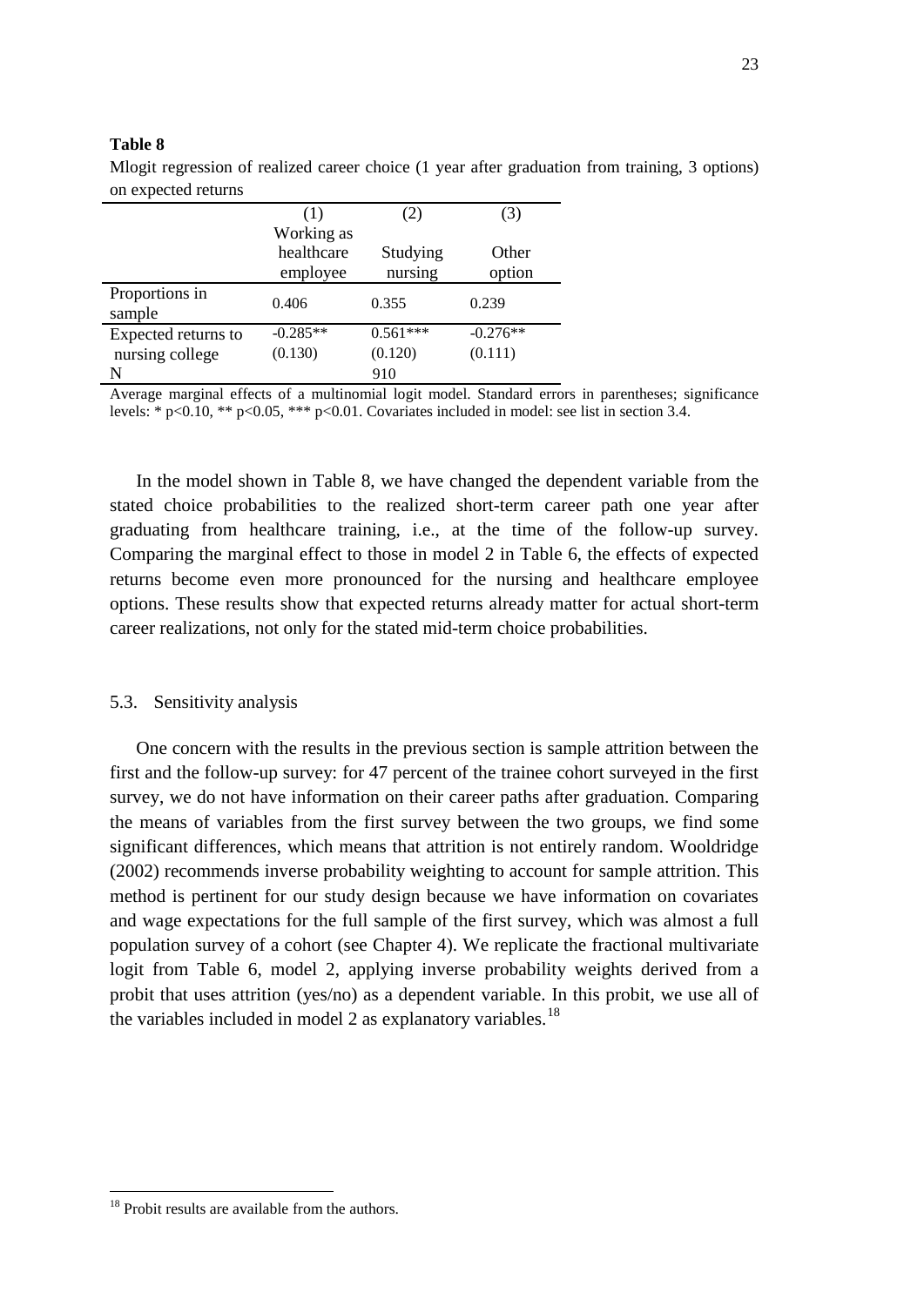**Table 8**

Mlogit regression of realized career choice (1 year after graduation from training, 3 options) on expected returns

| | (1) Working as healthcare employee | (2) Studying nursing | (3) Other option |
|---|---|---|---|
| Proportions in sample | 0.406 | 0.355 | 0.239 |
| Expected returns to nursing college | -0.285** | 0.561*** | -0.276** |
| | (0.130) | (0.120) | (0.111) |
| N | | 910 | |

Average marginal effects of a multinomial logit model. Standard errors in parentheses; significance levels: * p<0.10, ** p<0.05, *** p<0.01. Covariates included in model: see list in section 3.4.

In the model shown in Table 8, we have changed the dependent variable from the stated choice probabilities to the realized short-term career path one year after graduating from healthcare training, i.e., at the time of the follow-up survey. Comparing the marginal effect to those in model 2 in Table 6, the effects of expected returns become even more pronounced for the nursing and healthcare employee options. These results show that expected returns already matter for actual short-term career realizations, not only for the stated mid-term choice probabilities.

## 5.3. Sensitivity analysis

One concern with the results in the previous section is sample attrition between the first and the follow-up survey: for 47 percent of the trainee cohort surveyed in the first survey, we do not have information on their career paths after graduation. Comparing the means of variables from the first survey between the two groups, we find some significant differences, which means that attrition is not entirely random. Wooldridge (2002) recommends inverse probability weighting to account for sample attrition. This method is pertinent for our study design because we have information on covariates and wage expectations for the full sample of the first survey, which was almost a full population survey of a cohort (see Chapter 4). We replicate the fractional multivariate logit from Table 6, model 2, applying inverse probability weights derived from a probit that uses attrition (yes/no) as a dependent variable. In this probit, we use all of the variables included in model 2 as explanatory variables.[18]

[18] Probit results are available from the authors.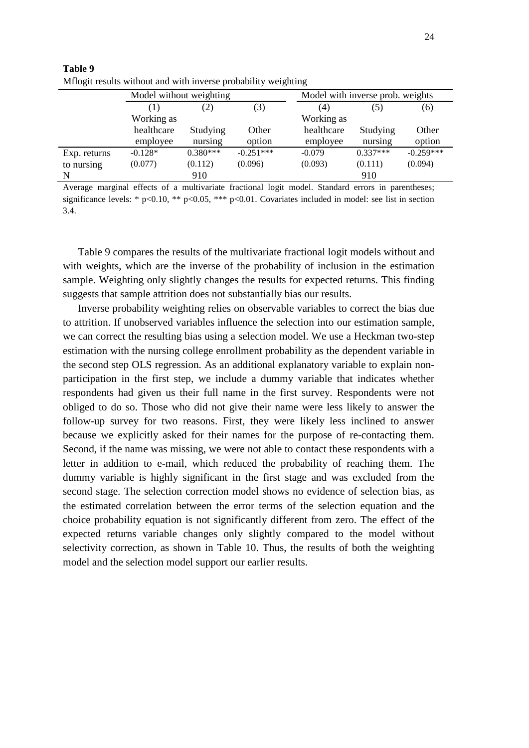**Table 9**
Mflogit results without and with inverse probability weighting

| | Model without weighting | | | Model with inverse prob. weights | | |
|---|---|---|---|---|---|---|
| | (1) | (2) | (3) | (4) | (5) | (6) |
| | Working as healthcare employee | Studying nursing | Other option | Working as healthcare employee | Studying nursing | Other option |
| Exp. returns to nursing | -0.128* | 0.380*** | -0.251*** | -0.079 | 0.337*** | -0.259*** |
| | (0.077) | (0.112) | (0.096) | (0.093) | (0.111) | (0.094) |
| N | | 910 | | | 910 | |

Average marginal effects of a multivariate fractional logit model. Standard errors in parentheses; significance levels: * p<0.10, ** p<0.05, *** p<0.01. Covariates included in model: see list in section 3.4.

Table 9 compares the results of the multivariate fractional logit models without and with weights, which are the inverse of the probability of inclusion in the estimation sample. Weighting only slightly changes the results for expected returns. This finding suggests that sample attrition does not substantially bias our results.

Inverse probability weighting relies on observable variables to correct the bias due to attrition. If unobserved variables influence the selection into our estimation sample, we can correct the resulting bias using a selection model. We use a Heckman two-step estimation with the nursing college enrollment probability as the dependent variable in the second step OLS regression. As an additional explanatory variable to explain non-participation in the first step, we include a dummy variable that indicates whether respondents had given us their full name in the first survey. Respondents were not obliged to do so. Those who did not give their name were less likely to answer the follow-up survey for two reasons. First, they were likely less inclined to answer because we explicitly asked for their names for the purpose of re-contacting them. Second, if the name was missing, we were not able to contact these respondents with a letter in addition to e-mail, which reduced the probability of reaching them. The dummy variable is highly significant in the first stage and was excluded from the second stage. The selection correction model shows no evidence of selection bias, as the estimated correlation between the error terms of the selection equation and the choice probability equation is not significantly different from zero. The effect of the expected returns variable changes only slightly compared to the model without selectivity correction, as shown in Table 10. Thus, the results of both the weighting model and the selection model support our earlier results.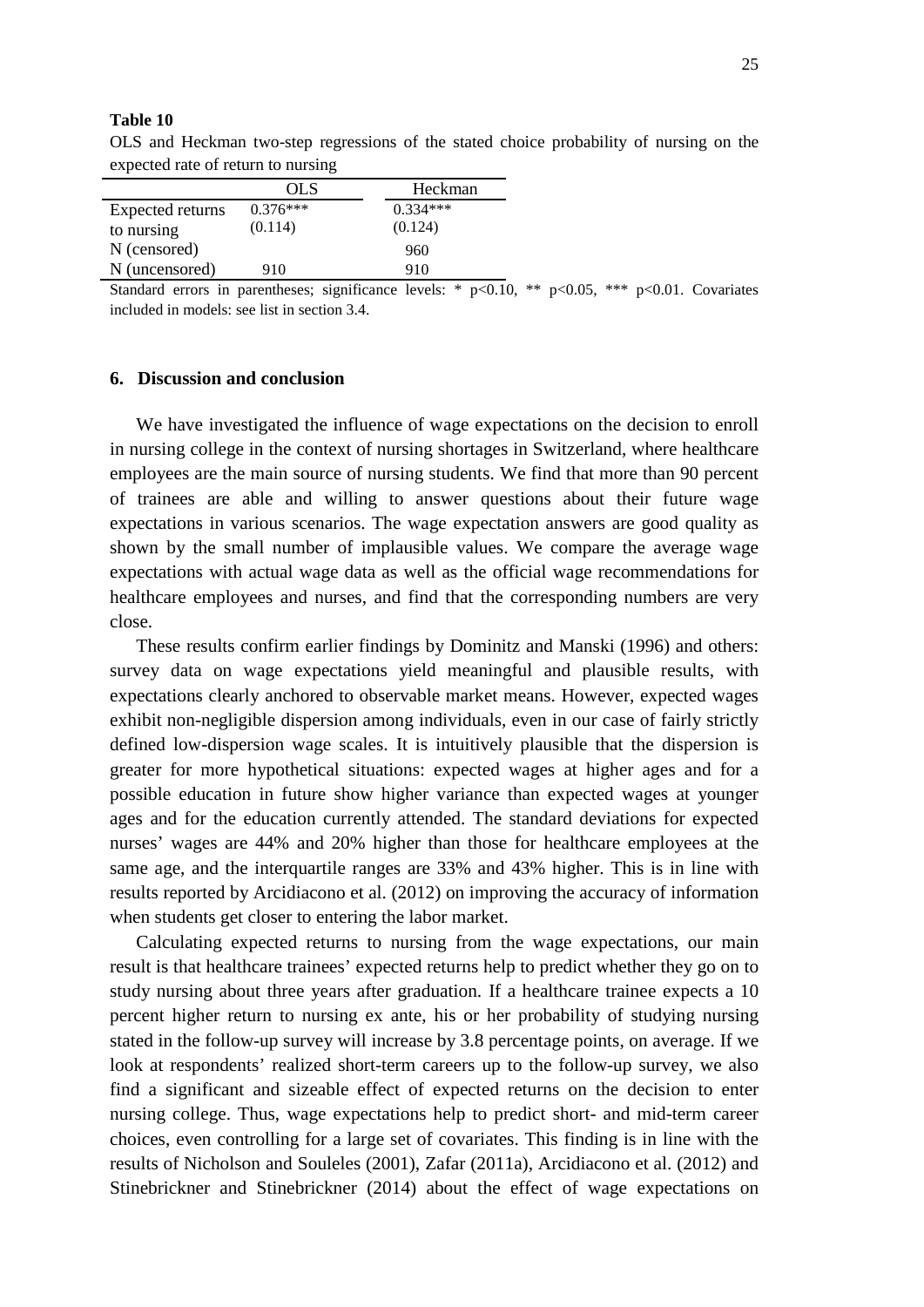**Table 10**

OLS and Heckman two-step regressions of the stated choice probability of nursing on the expected rate of return to nursing

| | OLS | Heckman |
|---|---|---|
| Expected returns to nursing | 0.376***<br>(0.114) | 0.334***<br>(0.124) |
| N (censored) | | 960 |
| N (uncensored) | 910 | 910 |

Standard errors in parentheses; significance levels: * p<0.10, ** p<0.05, *** p<0.01. Covariates included in models: see list in section 3.4.

## 6. Discussion and conclusion

We have investigated the influence of wage expectations on the decision to enroll in nursing college in the context of nursing shortages in Switzerland, where healthcare employees are the main source of nursing students. We find that more than 90 percent of trainees are able and willing to answer questions about their future wage expectations in various scenarios. The wage expectation answers are good quality as shown by the small number of implausible values. We compare the average wage expectations with actual wage data as well as the official wage recommendations for healthcare employees and nurses, and find that the corresponding numbers are very close.

These results confirm earlier findings by Dominitz and Manski (1996) and others: survey data on wage expectations yield meaningful and plausible results, with expectations clearly anchored to observable market means. However, expected wages exhibit non-negligible dispersion among individuals, even in our case of fairly strictly defined low-dispersion wage scales. It is intuitively plausible that the dispersion is greater for more hypothetical situations: expected wages at higher ages and for a possible education in future show higher variance than expected wages at younger ages and for the education currently attended. The standard deviations for expected nurses' wages are 44% and 20% higher than those for healthcare employees at the same age, and the interquartile ranges are 33% and 43% higher. This is in line with results reported by Arcidiacono et al. (2012) on improving the accuracy of information when students get closer to entering the labor market.

Calculating expected returns to nursing from the wage expectations, our main result is that healthcare trainees' expected returns help to predict whether they go on to study nursing about three years after graduation. If a healthcare trainee expects a 10 percent higher return to nursing ex ante, his or her probability of studying nursing stated in the follow-up survey will increase by 3.8 percentage points, on average. If we look at respondents' realized short-term careers up to the follow-up survey, we also find a significant and sizeable effect of expected returns on the decision to enter nursing college. Thus, wage expectations help to predict short- and mid-term career choices, even controlling for a large set of covariates. This finding is in line with the results of Nicholson and Souleles (2001), Zafar (2011a), Arcidiacono et al. (2012) and Stinebrickner and Stinebrickner (2014) about the effect of wage expectations on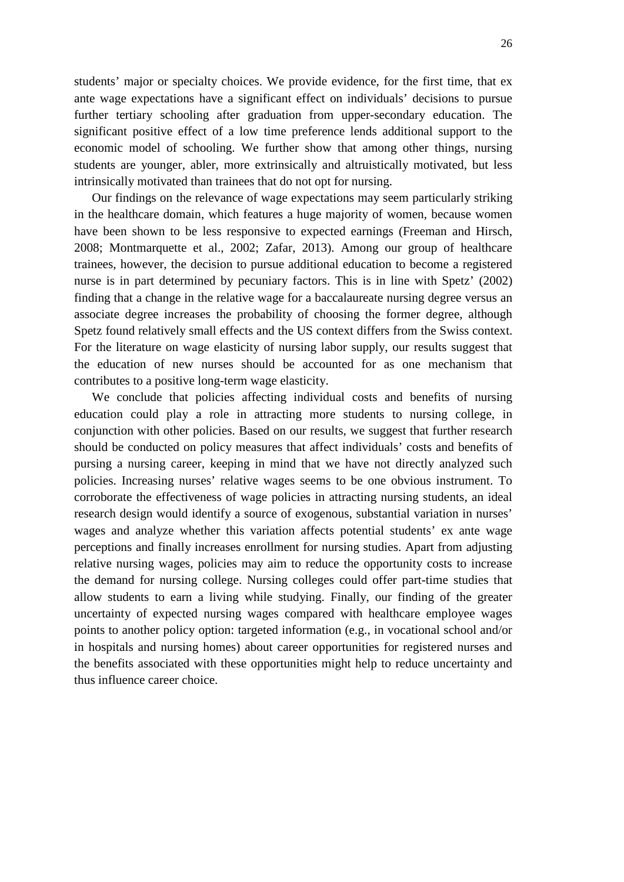students' major or specialty choices. We provide evidence, for the first time, that ex ante wage expectations have a significant effect on individuals' decisions to pursue further tertiary schooling after graduation from upper-secondary education. The significant positive effect of a low time preference lends additional support to the economic model of schooling. We further show that among other things, nursing students are younger, abler, more extrinsically and altruistically motivated, but less intrinsically motivated than trainees that do not opt for nursing.

Our findings on the relevance of wage expectations may seem particularly striking in the healthcare domain, which features a huge majority of women, because women have been shown to be less responsive to expected earnings (Freeman and Hirsch, 2008; Montmarquette et al., 2002; Zafar, 2013). Among our group of healthcare trainees, however, the decision to pursue additional education to become a registered nurse is in part determined by pecuniary factors. This is in line with Spetz' (2002) finding that a change in the relative wage for a baccalaureate nursing degree versus an associate degree increases the probability of choosing the former degree, although Spetz found relatively small effects and the US context differs from the Swiss context. For the literature on wage elasticity of nursing labor supply, our results suggest that the education of new nurses should be accounted for as one mechanism that contributes to a positive long-term wage elasticity.

We conclude that policies affecting individual costs and benefits of nursing education could play a role in attracting more students to nursing college, in conjunction with other policies. Based on our results, we suggest that further research should be conducted on policy measures that affect individuals' costs and benefits of pursing a nursing career, keeping in mind that we have not directly analyzed such policies. Increasing nurses' relative wages seems to be one obvious instrument. To corroborate the effectiveness of wage policies in attracting nursing students, an ideal research design would identify a source of exogenous, substantial variation in nurses' wages and analyze whether this variation affects potential students' ex ante wage perceptions and finally increases enrollment for nursing studies. Apart from adjusting relative nursing wages, policies may aim to reduce the opportunity costs to increase the demand for nursing college. Nursing colleges could offer part-time studies that allow students to earn a living while studying. Finally, our finding of the greater uncertainty of expected nursing wages compared with healthcare employee wages points to another policy option: targeted information (e.g., in vocational school and/or in hospitals and nursing homes) about career opportunities for registered nurses and the benefits associated with these opportunities might help to reduce uncertainty and thus influence career choice.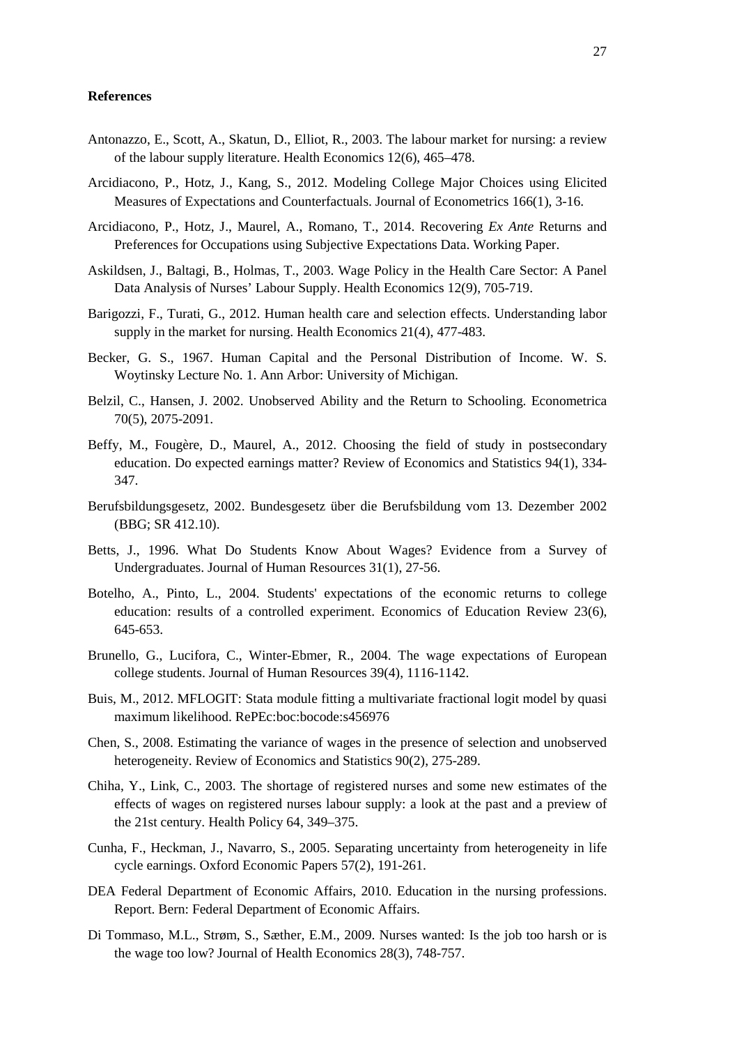**References**

Antonazzo, E., Scott, A., Skatun, D., Elliot, R., 2003. The labour market for nursing: a review of the labour supply literature. Health Economics 12(6), 465–478.

Arcidiacono, P., Hotz, J., Kang, S., 2012. Modeling College Major Choices using Elicited Measures of Expectations and Counterfactuals. Journal of Econometrics 166(1), 3-16.

Arcidiacono, P., Hotz, J., Maurel, A., Romano, T., 2014. Recovering *Ex Ante* Returns and Preferences for Occupations using Subjective Expectations Data. Working Paper.

Askildsen, J., Baltagi, B., Holmas, T., 2003. Wage Policy in the Health Care Sector: A Panel Data Analysis of Nurses' Labour Supply. Health Economics 12(9), 705-719.

Barigozzi, F., Turati, G., 2012. Human health care and selection effects. Understanding labor supply in the market for nursing. Health Economics 21(4), 477-483.

Becker, G. S., 1967. Human Capital and the Personal Distribution of Income. W. S. Woytinsky Lecture No. 1. Ann Arbor: University of Michigan.

Belzil, C., Hansen, J. 2002. Unobserved Ability and the Return to Schooling. Econometrica 70(5), 2075-2091.

Beffy, M., Fougère, D., Maurel, A., 2012. Choosing the field of study in postsecondary education. Do expected earnings matter? Review of Economics and Statistics 94(1), 334-347.

Berufsbildungsgesetz, 2002. Bundesgesetz über die Berufsbildung vom 13. Dezember 2002 (BBG; SR 412.10).

Betts, J., 1996. What Do Students Know About Wages? Evidence from a Survey of Undergraduates. Journal of Human Resources 31(1), 27-56.

Botelho, A., Pinto, L., 2004. Students' expectations of the economic returns to college education: results of a controlled experiment. Economics of Education Review 23(6), 645-653.

Brunello, G., Lucifora, C., Winter-Ebmer, R., 2004. The wage expectations of European college students. Journal of Human Resources 39(4), 1116-1142.

Buis, M., 2012. MFLOGIT: Stata module fitting a multivariate fractional logit model by quasi maximum likelihood. RePEc:boc:bocode:s456976

Chen, S., 2008. Estimating the variance of wages in the presence of selection and unobserved heterogeneity. Review of Economics and Statistics 90(2), 275-289.

Chiha, Y., Link, C., 2003. The shortage of registered nurses and some new estimates of the effects of wages on registered nurses labour supply: a look at the past and a preview of the 21st century. Health Policy 64, 349–375.

Cunha, F., Heckman, J., Navarro, S., 2005. Separating uncertainty from heterogeneity in life cycle earnings. Oxford Economic Papers 57(2), 191-261.

DEA Federal Department of Economic Affairs, 2010. Education in the nursing professions. Report. Bern: Federal Department of Economic Affairs.

Di Tommaso, M.L., Strøm, S., Sæther, E.M., 2009. Nurses wanted: Is the job too harsh or is the wage too low? Journal of Health Economics 28(3), 748-757.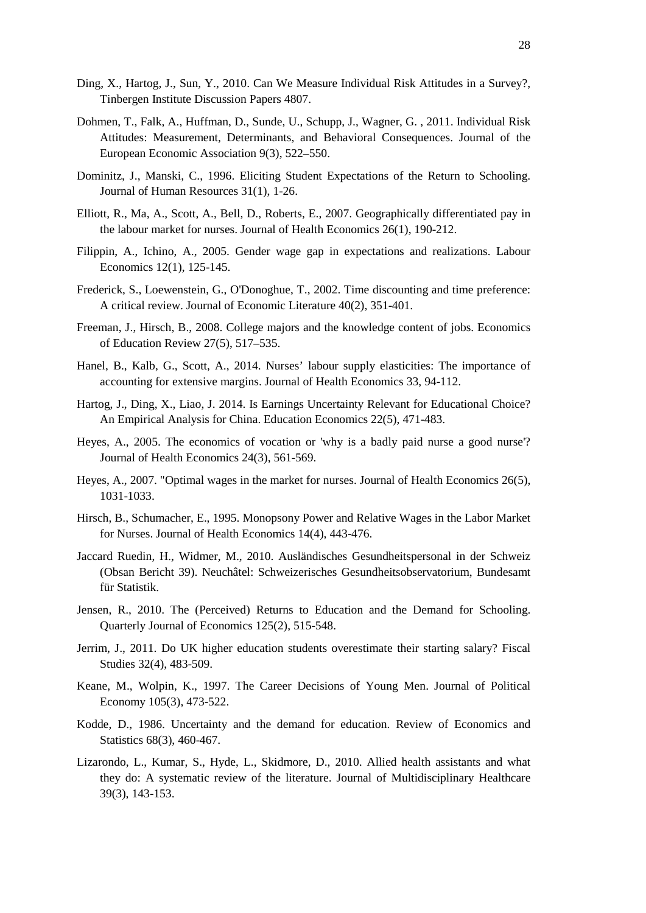Ding, X., Hartog, J., Sun, Y., 2010. Can We Measure Individual Risk Attitudes in a Survey?, Tinbergen Institute Discussion Papers 4807.

Dohmen, T., Falk, A., Huffman, D., Sunde, U., Schupp, J., Wagner, G. , 2011. Individual Risk Attitudes: Measurement, Determinants, and Behavioral Consequences. Journal of the European Economic Association 9(3), 522–550.

Dominitz, J., Manski, C., 1996. Eliciting Student Expectations of the Return to Schooling. Journal of Human Resources 31(1), 1-26.

Elliott, R., Ma, A., Scott, A., Bell, D., Roberts, E., 2007. Geographically differentiated pay in the labour market for nurses. Journal of Health Economics 26(1), 190-212.

Filippin, A., Ichino, A., 2005. Gender wage gap in expectations and realizations. Labour Economics 12(1), 125-145.

Frederick, S., Loewenstein, G., O'Donoghue, T., 2002. Time discounting and time preference: A critical review. Journal of Economic Literature 40(2), 351-401.

Freeman, J., Hirsch, B., 2008. College majors and the knowledge content of jobs. Economics of Education Review 27(5), 517–535.

Hanel, B., Kalb, G., Scott, A., 2014. Nurses' labour supply elasticities: The importance of accounting for extensive margins. Journal of Health Economics 33, 94-112.

Hartog, J., Ding, X., Liao, J. 2014. Is Earnings Uncertainty Relevant for Educational Choice? An Empirical Analysis for China. Education Economics 22(5), 471-483.

Heyes, A., 2005. The economics of vocation or 'why is a badly paid nurse a good nurse'? Journal of Health Economics 24(3), 561-569.

Heyes, A., 2007. "Optimal wages in the market for nurses. Journal of Health Economics 26(5), 1031-1033.

Hirsch, B., Schumacher, E., 1995. Monopsony Power and Relative Wages in the Labor Market for Nurses. Journal of Health Economics 14(4), 443-476.

Jaccard Ruedin, H., Widmer, M., 2010. Ausländisches Gesundheitspersonal in der Schweiz (Obsan Bericht 39). Neuchâtel: Schweizerisches Gesundheitsobservatorium, Bundesamt für Statistik.

Jensen, R., 2010. The (Perceived) Returns to Education and the Demand for Schooling. Quarterly Journal of Economics 125(2), 515-548.

Jerrim, J., 2011. Do UK higher education students overestimate their starting salary? Fiscal Studies 32(4), 483-509.

Keane, M., Wolpin, K., 1997. The Career Decisions of Young Men. Journal of Political Economy 105(3), 473-522.

Kodde, D., 1986. Uncertainty and the demand for education. Review of Economics and Statistics 68(3), 460-467.

Lizarondo, L., Kumar, S., Hyde, L., Skidmore, D., 2010. Allied health assistants and what they do: A systematic review of the literature. Journal of Multidisciplinary Healthcare 39(3), 143-153.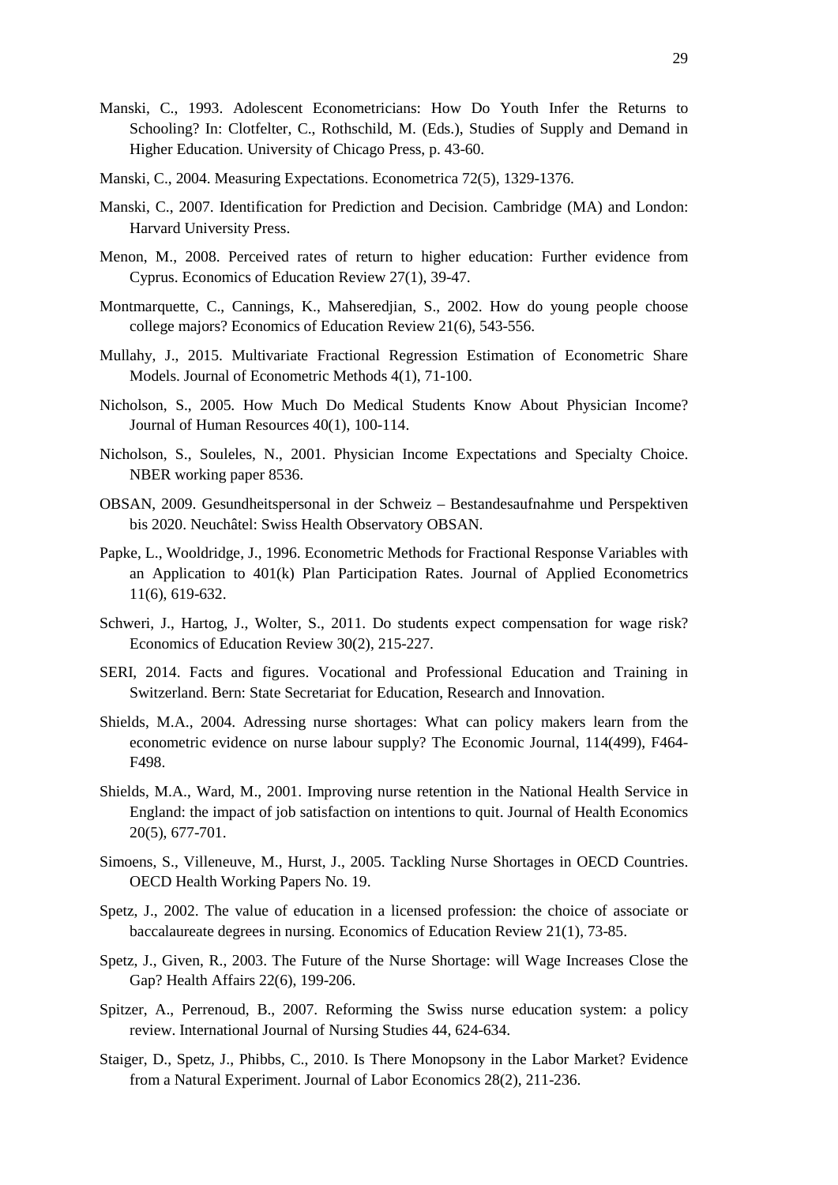Manski, C., 1993. Adolescent Econometricians: How Do Youth Infer the Returns to Schooling? In: Clotfelter, C., Rothschild, M. (Eds.), Studies of Supply and Demand in Higher Education. University of Chicago Press, p. 43-60.

Manski, C., 2004. Measuring Expectations. Econometrica 72(5), 1329-1376.

Manski, C., 2007. Identification for Prediction and Decision. Cambridge (MA) and London: Harvard University Press.

Menon, M., 2008. Perceived rates of return to higher education: Further evidence from Cyprus. Economics of Education Review 27(1), 39-47.

Montmarquette, C., Cannings, K., Mahseredjian, S., 2002. How do young people choose college majors? Economics of Education Review 21(6), 543-556.

Mullahy, J., 2015. Multivariate Fractional Regression Estimation of Econometric Share Models. Journal of Econometric Methods 4(1), 71-100.

Nicholson, S., 2005. How Much Do Medical Students Know About Physician Income? Journal of Human Resources 40(1), 100-114.

Nicholson, S., Souleles, N., 2001. Physician Income Expectations and Specialty Choice. NBER working paper 8536.

OBSAN, 2009. Gesundheitspersonal in der Schweiz – Bestandesaufnahme und Perspektiven bis 2020. Neuchâtel: Swiss Health Observatory OBSAN.

Papke, L., Wooldridge, J., 1996. Econometric Methods for Fractional Response Variables with an Application to 401(k) Plan Participation Rates. Journal of Applied Econometrics 11(6), 619-632.

Schweri, J., Hartog, J., Wolter, S., 2011. Do students expect compensation for wage risk? Economics of Education Review 30(2), 215-227.

SERI, 2014. Facts and figures. Vocational and Professional Education and Training in Switzerland. Bern: State Secretariat for Education, Research and Innovation.

Shields, M.A., 2004. Adressing nurse shortages: What can policy makers learn from the econometric evidence on nurse labour supply? The Economic Journal, 114(499), F464-F498.

Shields, M.A., Ward, M., 2001. Improving nurse retention in the National Health Service in England: the impact of job satisfaction on intentions to quit. Journal of Health Economics 20(5), 677-701.

Simoens, S., Villeneuve, M., Hurst, J., 2005. Tackling Nurse Shortages in OECD Countries. OECD Health Working Papers No. 19.

Spetz, J., 2002. The value of education in a licensed profession: the choice of associate or baccalaureate degrees in nursing. Economics of Education Review 21(1), 73-85.

Spetz, J., Given, R., 2003. The Future of the Nurse Shortage: will Wage Increases Close the Gap? Health Affairs 22(6), 199-206.

Spitzer, A., Perrenoud, B., 2007. Reforming the Swiss nurse education system: a policy review. International Journal of Nursing Studies 44, 624-634.

Staiger, D., Spetz, J., Phibbs, C., 2010. Is There Monopsony in the Labor Market? Evidence from a Natural Experiment. Journal of Labor Economics 28(2), 211-236.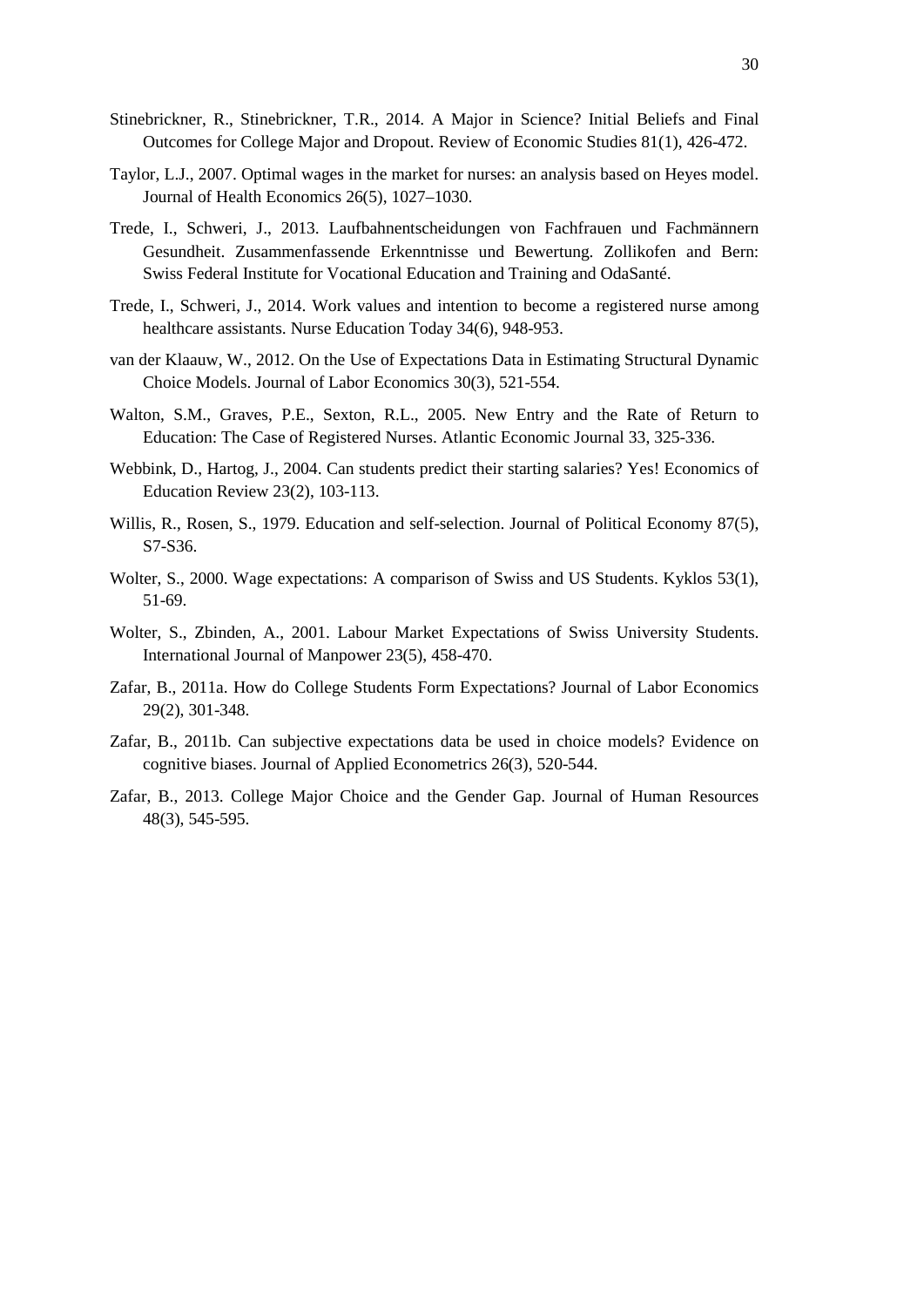Stinebrickner, R., Stinebrickner, T.R., 2014. A Major in Science? Initial Beliefs and Final Outcomes for College Major and Dropout. Review of Economic Studies 81(1), 426-472.

Taylor, L.J., 2007. Optimal wages in the market for nurses: an analysis based on Heyes model. Journal of Health Economics 26(5), 1027–1030.

Trede, I., Schweri, J., 2013. Laufbahnentscheidungen von Fachfrauen und Fachmännern Gesundheit. Zusammenfassende Erkenntnisse und Bewertung. Zollikofen and Bern: Swiss Federal Institute for Vocational Education and Training and OdaSanté.

Trede, I., Schweri, J., 2014. Work values and intention to become a registered nurse among healthcare assistants. Nurse Education Today 34(6), 948-953.

van der Klaauw, W., 2012. On the Use of Expectations Data in Estimating Structural Dynamic Choice Models. Journal of Labor Economics 30(3), 521-554.

Walton, S.M., Graves, P.E., Sexton, R.L., 2005. New Entry and the Rate of Return to Education: The Case of Registered Nurses. Atlantic Economic Journal 33, 325-336.

Webbink, D., Hartog, J., 2004. Can students predict their starting salaries? Yes! Economics of Education Review 23(2), 103-113.

Willis, R., Rosen, S., 1979. Education and self-selection. Journal of Political Economy 87(5), S7-S36.

Wolter, S., 2000. Wage expectations: A comparison of Swiss and US Students. Kyklos 53(1), 51-69.

Wolter, S., Zbinden, A., 2001. Labour Market Expectations of Swiss University Students. International Journal of Manpower 23(5), 458-470.

Zafar, B., 2011a. How do College Students Form Expectations? Journal of Labor Economics 29(2), 301-348.

Zafar, B., 2011b. Can subjective expectations data be used in choice models? Evidence on cognitive biases. Journal of Applied Econometrics 26(3), 520-544.

Zafar, B., 2013. College Major Choice and the Gender Gap. Journal of Human Resources 48(3), 545-595.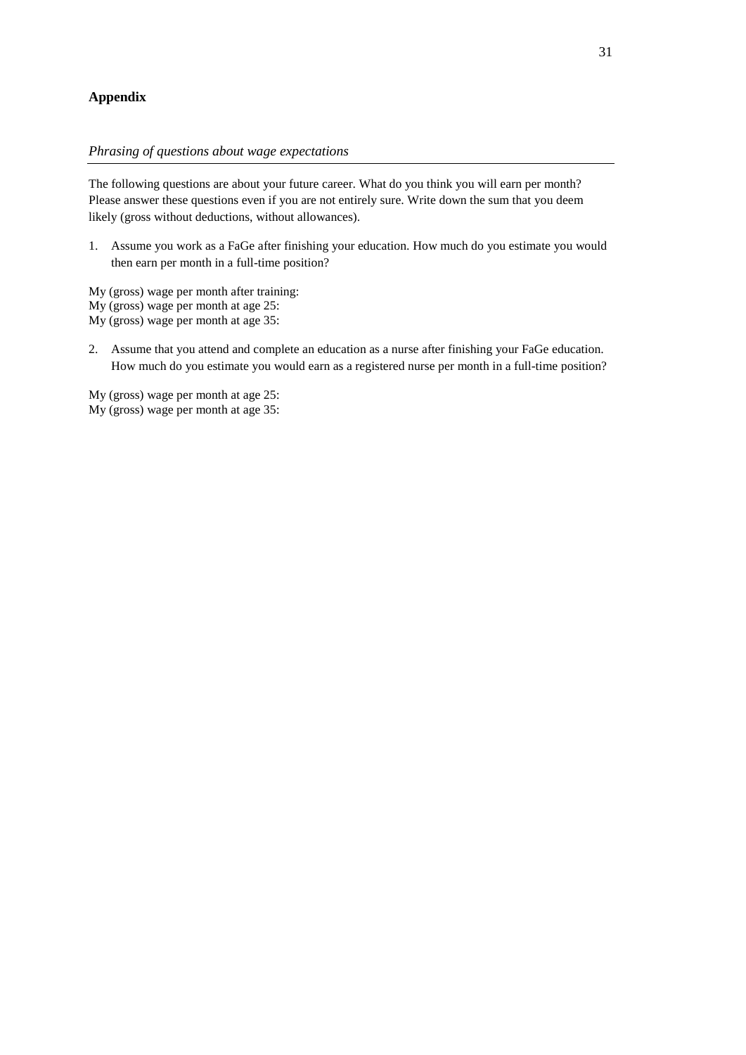## Appendix

*Phrasing of questions about wage expectations*

The following questions are about your future career. What do you think you will earn per month? Please answer these questions even if you are not entirely sure. Write down the sum that you deem likely (gross without deductions, without allowances).

1. Assume you work as a FaGe after finishing your education. How much do you estimate you would then earn per month in a full-time position?

My (gross) wage per month after training:
My (gross) wage per month at age 25:
My (gross) wage per month at age 35:

2. Assume that you attend and complete an education as a nurse after finishing your FaGe education. How much do you estimate you would earn as a registered nurse per month in a full-time position?

My (gross) wage per month at age 25:
My (gross) wage per month at age 35: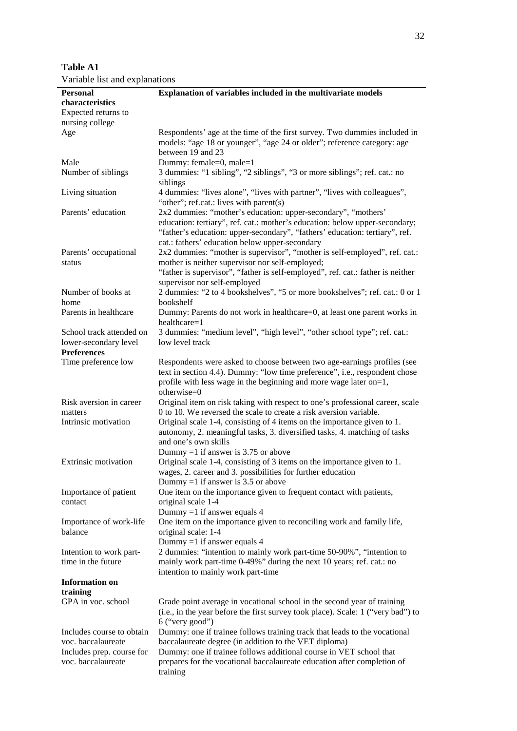**Table A1**

Variable list and explanations

| Personal characteristics | Explanation of variables included in the multivariate models |
|---|---|
| Expected returns to nursing college | |
| Age | Respondents' age at the time of the first survey. Two dummies included in models: "age 18 or younger", "age 24 or older"; reference category: age between 19 and 23 |
| Male | Dummy: female=0, male=1 |
| Number of siblings | 3 dummies: "1 sibling", "2 siblings", "3 or more siblings"; ref. cat.: no siblings |
| Living situation | 4 dummies: "lives alone", "lives with partner", "lives with colleagues", "other"; ref.cat.: lives with parent(s) |
| Parents' education | 2x2 dummies: "mother's education: upper-secondary", "mothers' education: tertiary", ref. cat.: mother's education below upper-secondary; "father's education: upper-secondary", "fathers' education: tertiary", ref. cat.: fathers' education below upper-secondary |
| Parents' occupational status | 2x2 dummies: "mother is supervisor", "mother is self-employed", ref. cat.: mother is neither supervisor nor self-employed; "father is supervisor", "father is self-employed", ref. cat.: father is neither supervisor nor self-employed |
| Number of books at home | 2 dummies: "2 to 4 bookshelves", "5 or more bookshelves"; ref. cat.: 0 or 1 bookshelf |
| Parents in healthcare | Dummy: Parents do not work in healthcare=0, at least one parent works in healthcare=1 |
| School track attended on lower-secondary level | 3 dummies: "medium level", "high level", "other school type"; ref. cat.: low level track |
| **Preferences** | |
| Time preference low | Respondents were asked to choose between two age-earnings profiles (see text in section 4.4). Dummy: "low time preference", i.e., respondent chose profile with less wage in the beginning and more wage later on=1, otherwise=0 |
| Risk aversion in career matters | Original item on risk taking with respect to one's professional career, scale 0 to 10. We reversed the scale to create a risk aversion variable. |
| Intrinsic motivation | Original scale 1-4, consisting of 4 items on the importance given to 1. autonomy, 2. meaningful tasks, 3. diversified tasks, 4. matching of tasks and one's own skills<br>Dummy =1 if answer is 3.75 or above |
| Extrinsic motivation | Original scale 1-4, consisting of 3 items on the importance given to 1. wages, 2. career and 3. possibilities for further education<br>Dummy =1 if answer is 3.5 or above |
| Importance of patient contact | One item on the importance given to frequent contact with patients, original scale 1-4<br>Dummy =1 if answer equals 4 |
| Importance of work-life balance | One item on the importance given to reconciling work and family life, original scale: 1-4<br>Dummy =1 if answer equals 4 |
| Intention to work part-time in the future | 2 dummies: "intention to mainly work part-time 50-90%", "intention to mainly work part-time 0-49%" during the next 10 years; ref. cat.: no intention to mainly work part-time |
| **Information on training** | |
| GPA in voc. school | Grade point average in vocational school in the second year of training (i.e., in the year before the first survey took place). Scale: 1 ("very bad") to 6 ("very good") |
| Includes course to obtain voc. baccalaureate | Dummy: one if trainee follows training track that leads to the vocational baccalaureate degree (in addition to the VET diploma) |
| Includes prep. course for voc. baccalaureate | Dummy: one if trainee follows additional course in VET school that prepares for the vocational baccalaureate education after completion of training |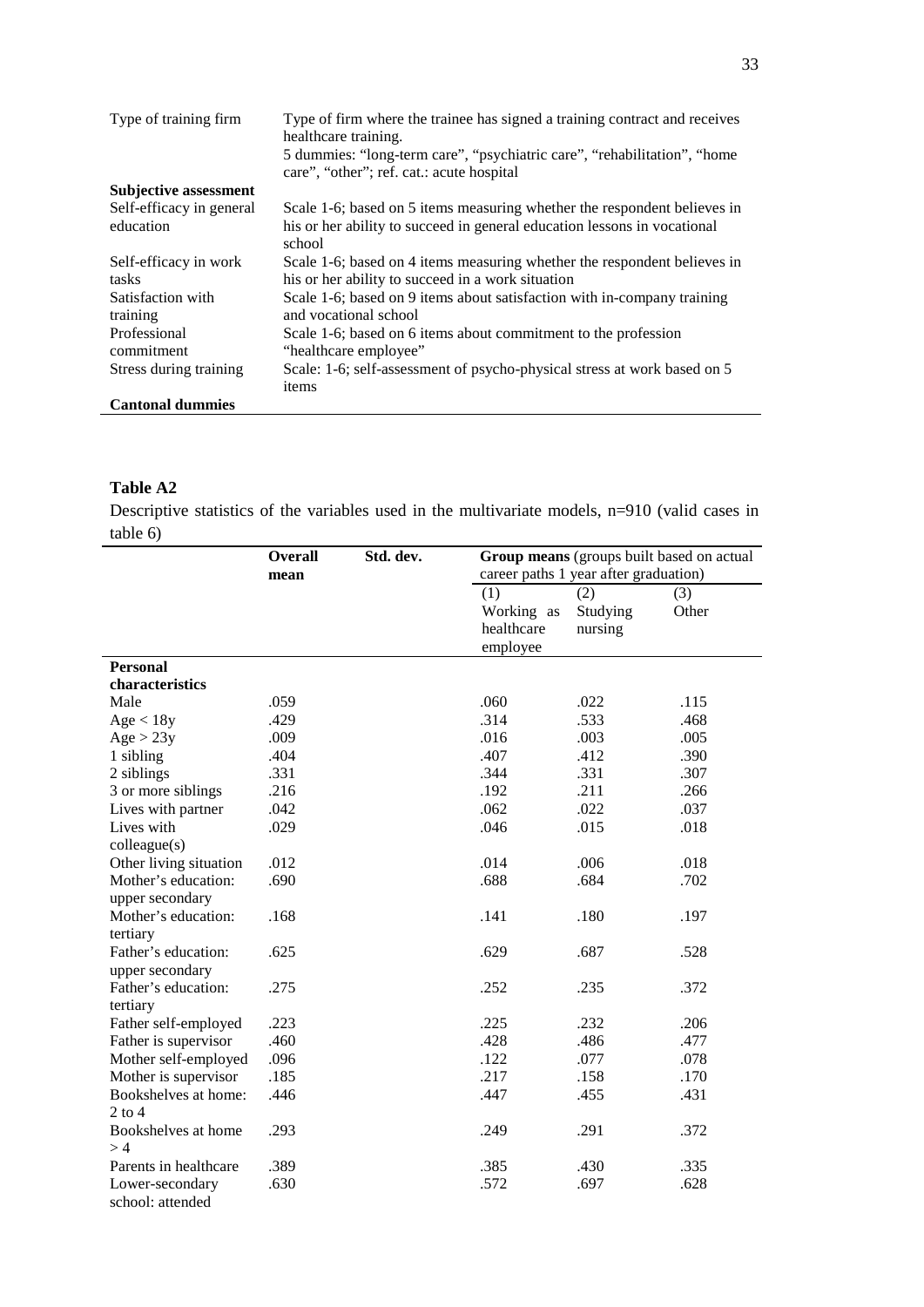| | |
|---|---|
| Type of training firm | Type of firm where the trainee has signed a training contract and receives healthcare training. 5 dummies: "long-term care", "psychiatric care", "rehabilitation", "home care", "other"; ref. cat.: acute hospital |
| **Subjective assessment** | |
| Self-efficacy in general education | Scale 1-6; based on 5 items measuring whether the respondent believes in his or her ability to succeed in general education lessons in vocational school |
| Self-efficacy in work tasks | Scale 1-6; based on 4 items measuring whether the respondent believes in his or her ability to succeed in a work situation |
| Satisfaction with training | Scale 1-6; based on 9 items about satisfaction with in-company training and vocational school |
| Professional commitment | Scale 1-6; based on 6 items about commitment to the profession "healthcare employee" |
| Stress during training | Scale: 1-6; self-assessment of psycho-physical stress at work based on 5 items |
| **Cantonal dummies** | |

**Table A2**

Descriptive statistics of the variables used in the multivariate models, n=910 (valid cases in table 6)

| | **Overall mean** | **Std. dev.** | **Group means** (groups built based on actual career paths 1 year after graduation) | | |
|---|---|---|---|---|---|
| | | | (1) Working as healthcare employee | (2) Studying nursing | (3) Other |
| **Personal characteristics** | | | | | |
| Male | .059 | | .060 | .022 | .115 |
| Age < 18y | .429 | | .314 | .533 | .468 |
| Age > 23y | .009 | | .016 | .003 | .005 |
| 1 sibling | .404 | | .407 | .412 | .390 |
| 2 siblings | .331 | | .344 | .331 | .307 |
| 3 or more siblings | .216 | | .192 | .211 | .266 |
| Lives with partner | .042 | | .062 | .022 | .037 |
| Lives with colleague(s) | .029 | | .046 | .015 | .018 |
| Other living situation | .012 | | .014 | .006 | .018 |
| Mother's education: upper secondary | .690 | | .688 | .684 | .702 |
| Mother's education: tertiary | .168 | | .141 | .180 | .197 |
| Father's education: upper secondary | .625 | | .629 | .687 | .528 |
| Father's education: tertiary | .275 | | .252 | .235 | .372 |
| Father self-employed | .223 | | .225 | .232 | .206 |
| Father is supervisor | .460 | | .428 | .486 | .477 |
| Mother self-employed | .096 | | .122 | .077 | .078 |
| Mother is supervisor | .185 | | .217 | .158 | .170 |
| Bookshelves at home: 2 to 4 | .446 | | .447 | .455 | .431 |
| Bookshelves at home > 4 | .293 | | .249 | .291 | .372 |
| Parents in healthcare | .389 | | .385 | .430 | .335 |
| Lower-secondary school: attended | .630 | | .572 | .697 | .628 |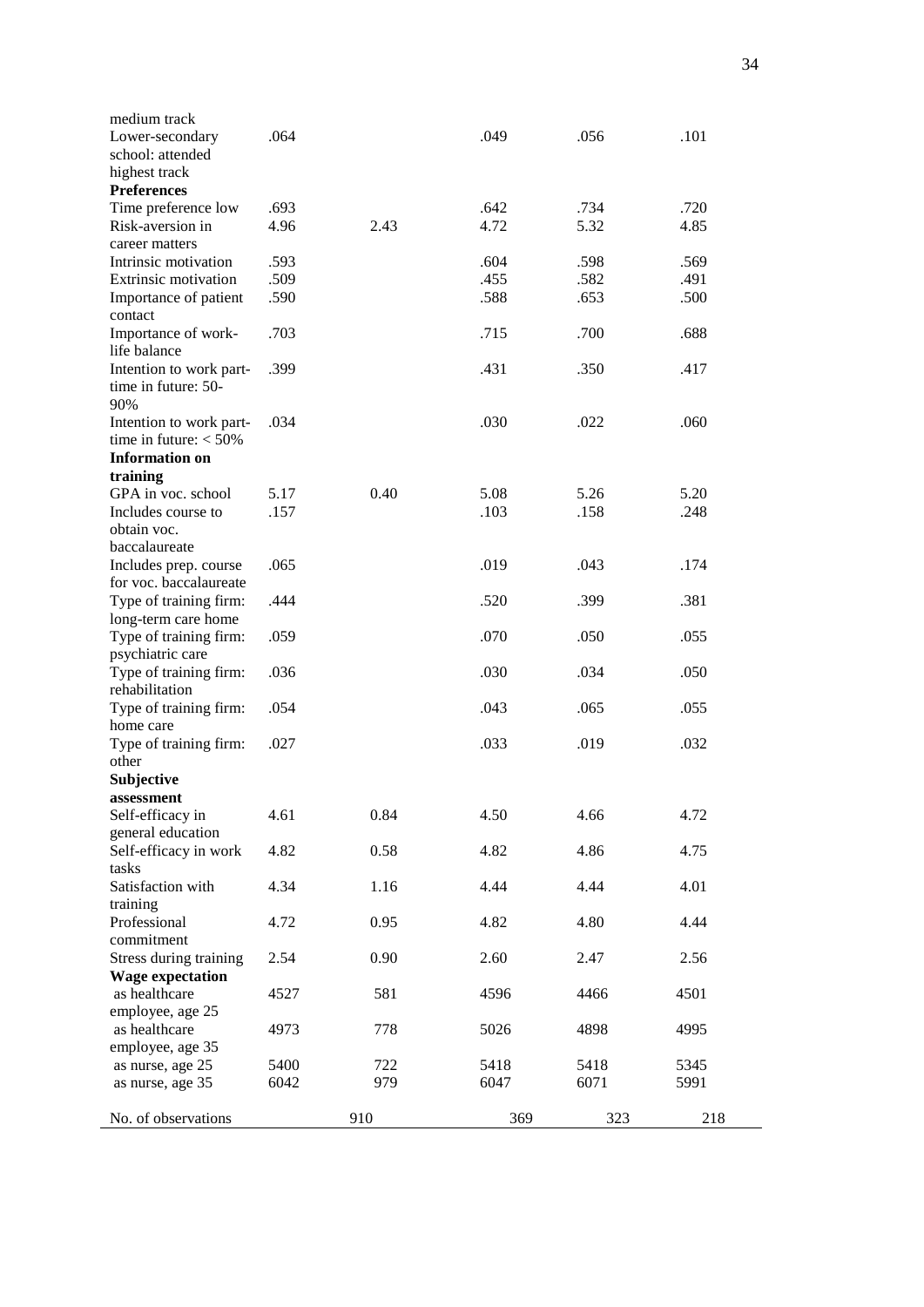| | | | | | |
|---|---|---|---|---|---|
| medium track | | | | | |
| Lower-secondary school: attended highest track | .064 | | .049 | .056 | .101 |
| **Preferences** | | | | | |
| Time preference low | .693 | | .642 | .734 | .720 |
| Risk-aversion in career matters | 4.96 | 2.43 | 4.72 | 5.32 | 4.85 |
| Intrinsic motivation | .593 | | .604 | .598 | .569 |
| Extrinsic motivation | .509 | | .455 | .582 | .491 |
| Importance of patient contact | .590 | | .588 | .653 | .500 |
| Importance of work-life balance | .703 | | .715 | .700 | .688 |
| Intention to work part-time in future: 50-90% | .399 | | .431 | .350 | .417 |
| Intention to work part-time in future: < 50% | .034 | | .030 | .022 | .060 |
| **Information on training** | | | | | |
| GPA in voc. school | 5.17 | 0.40 | 5.08 | 5.26 | 5.20 |
| Includes course to obtain voc. baccalaureate | .157 | | .103 | .158 | .248 |
| Includes prep. course for voc. baccalaureate | .065 | | .019 | .043 | .174 |
| Type of training firm: long-term care home | .444 | | .520 | .399 | .381 |
| Type of training firm: psychiatric care | .059 | | .070 | .050 | .055 |
| Type of training firm: rehabilitation | .036 | | .030 | .034 | .050 |
| Type of training firm: home care | .054 | | .043 | .065 | .055 |
| Type of training firm: other | .027 | | .033 | .019 | .032 |
| **Subjective assessment** | | | | | |
| Self-efficacy in general education | 4.61 | 0.84 | 4.50 | 4.66 | 4.72 |
| Self-efficacy in work tasks | 4.82 | 0.58 | 4.82 | 4.86 | 4.75 |
| Satisfaction with training | 4.34 | 1.16 | 4.44 | 4.44 | 4.01 |
| Professional commitment | 4.72 | 0.95 | 4.82 | 4.80 | 4.44 |
| Stress during training | 2.54 | 0.90 | 2.60 | 2.47 | 2.56 |
| **Wage expectation** | | | | | |
| as healthcare employee, age 25 | 4527 | 581 | 4596 | 4466 | 4501 |
| as healthcare employee, age 35 | 4973 | 778 | 5026 | 4898 | 4995 |
| as nurse, age 25 | 5400 | 722 | 5418 | 5418 | 5345 |
| as nurse, age 35 | 6042 | 979 | 6047 | 6071 | 5991 |
| No. of observations | | 910 | 369 | 323 | 218 |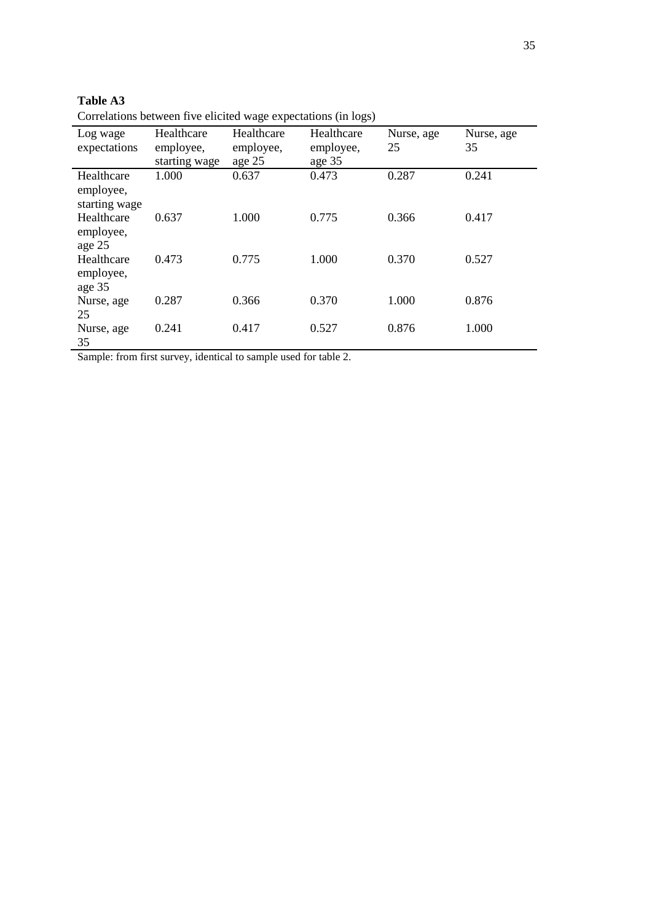**Table A3**

Correlations between five elicited wage expectations (in logs)

| Log wage expectations | Healthcare employee, starting wage | Healthcare employee, age 25 | Healthcare employee, age 35 | Nurse, age 25 | Nurse, age 35 |
|---|---|---|---|---|---|
| Healthcare employee, starting wage | 1.000 | 0.637 | 0.473 | 0.287 | 0.241 |
| Healthcare employee, age 25 | 0.637 | 1.000 | 0.775 | 0.366 | 0.417 |
| Healthcare employee, age 35 | 0.473 | 0.775 | 1.000 | 0.370 | 0.527 |
| Nurse, age 25 | 0.287 | 0.366 | 0.370 | 1.000 | 0.876 |
| Nurse, age 35 | 0.241 | 0.417 | 0.527 | 0.876 | 1.000 |

Sample: from first survey, identical to sample used for table 2.